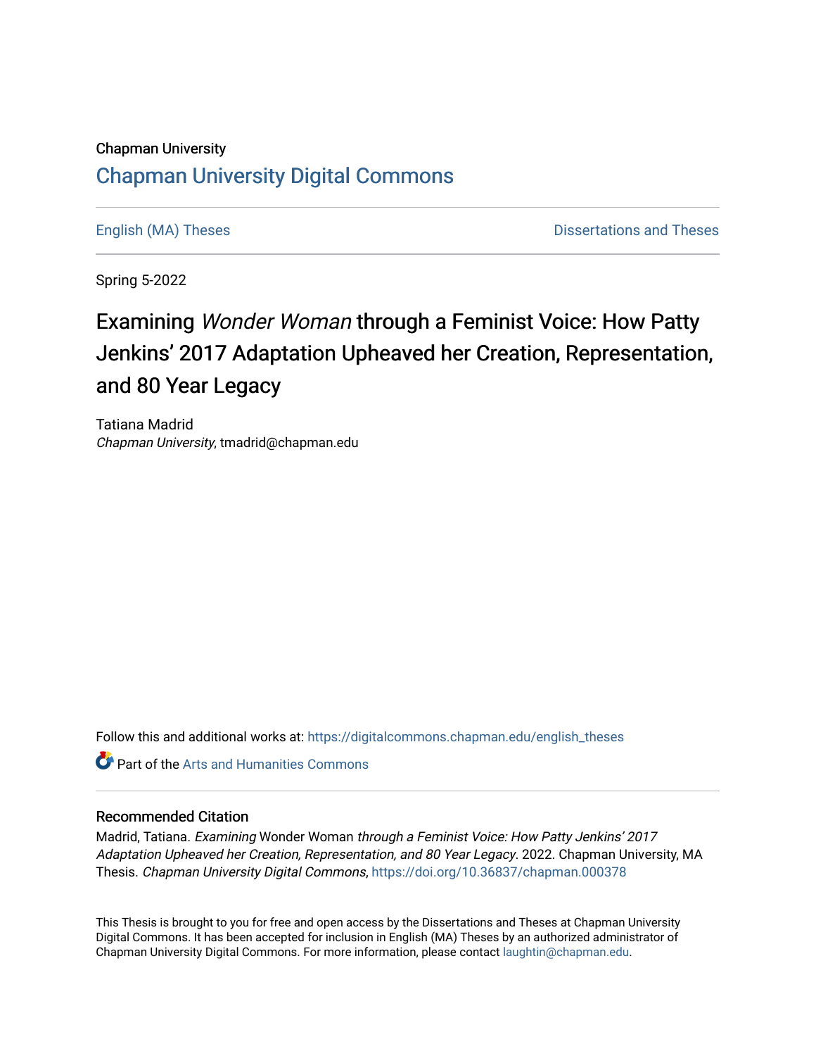Chapman University

# Chapman University Digital Commons

English (MA) Theses | Dissertations and Theses

Spring 5-2022

# Examining *Wonder Woman* through a Feminist Voice: How Patty Jenkins' 2017 Adaptation Upheaved her Creation, Representation, and 80 Year Legacy

Tatiana Madrid
*Chapman University*, tmadrid@chapman.edu

Follow this and additional works at: https://digitalcommons.chapman.edu/english_theses

Part of the Arts and Humanities Commons

## Recommended Citation

Madrid, Tatiana. *Examining* Wonder Woman *through a Feminist Voice: How Patty Jenkins' 2017 Adaptation Upheaved her Creation, Representation, and 80 Year Legacy*. 2022. Chapman University, MA Thesis. *Chapman University Digital Commons*, https://doi.org/10.36837/chapman.000378

This Thesis is brought to you for free and open access by the Dissertations and Theses at Chapman University Digital Commons. It has been accepted for inclusion in English (MA) Theses by an authorized administrator of Chapman University Digital Commons. For more information, please contact laughtin@chapman.edu.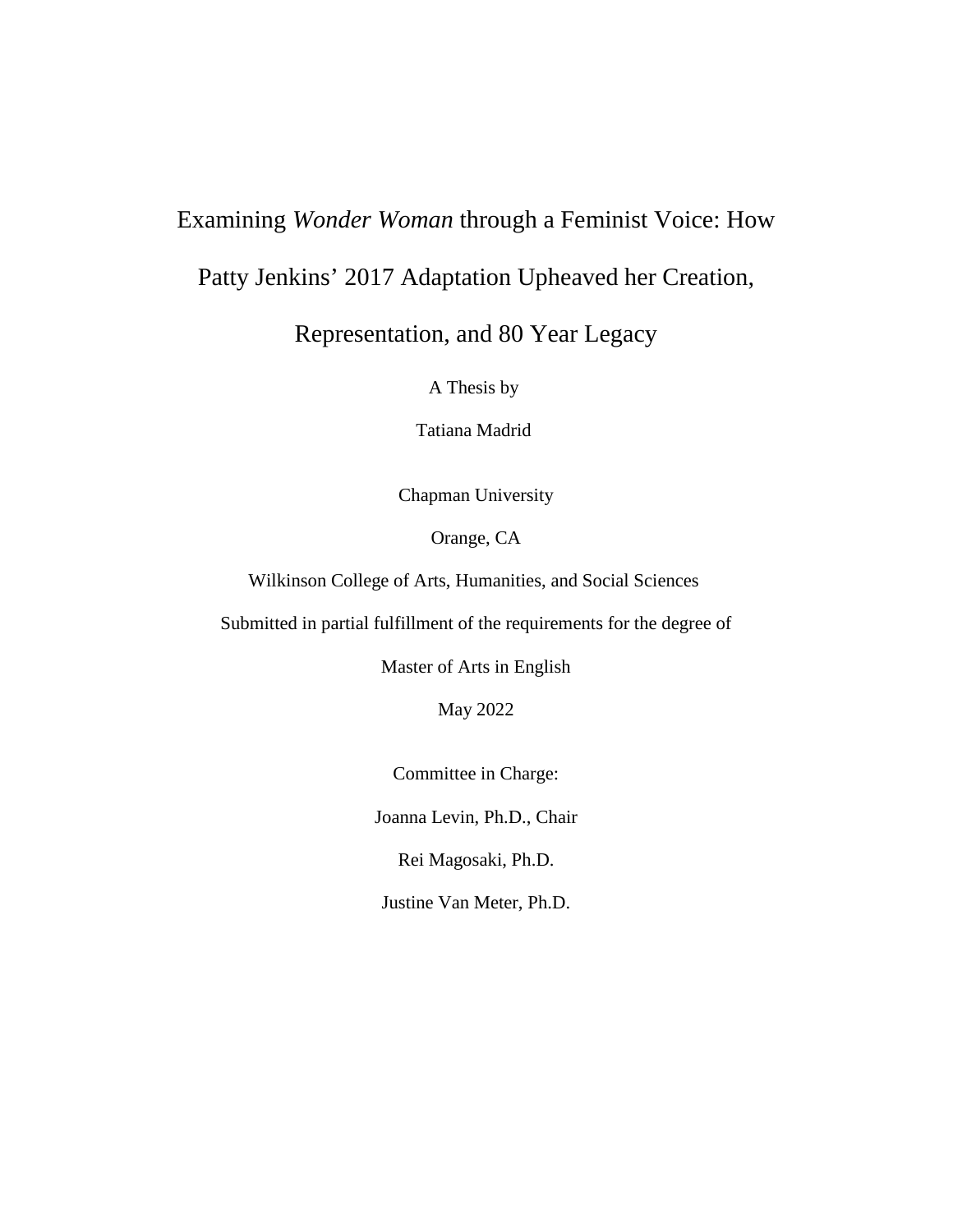# Examining *Wonder Woman* through a Feminist Voice: How Patty Jenkins' 2017 Adaptation Upheaved her Creation, Representation, and 80 Year Legacy

A Thesis by

Tatiana Madrid

Chapman University

Orange, CA

Wilkinson College of Arts, Humanities, and Social Sciences

Submitted in partial fulfillment of the requirements for the degree of

Master of Arts in English

May 2022

Committee in Charge:

Joanna Levin, Ph.D., Chair

Rei Magosaki, Ph.D.

Justine Van Meter, Ph.D.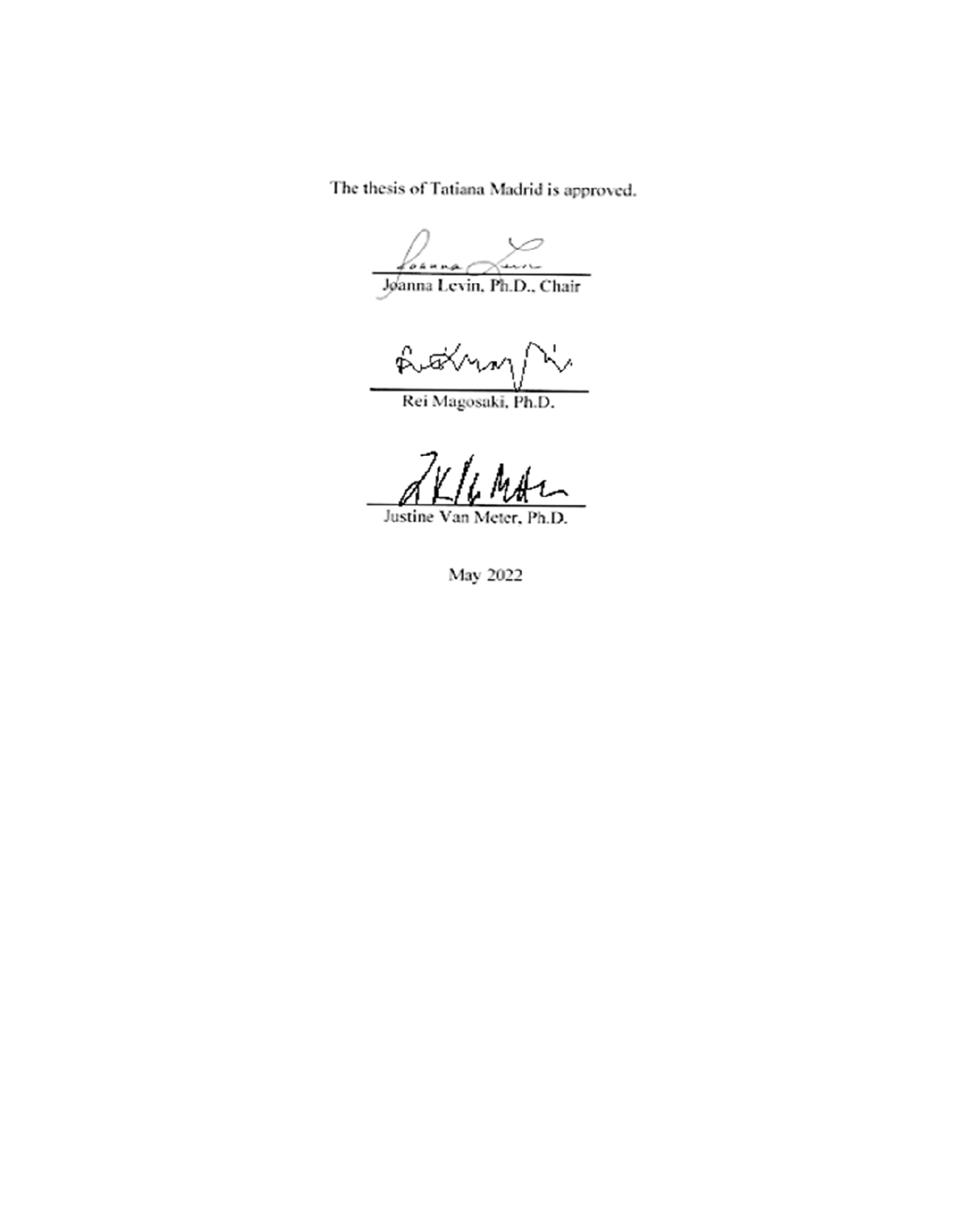The thesis of Tatiana Madrid is approved.

Joanna Levin, Ph.D., Chair

Rei Magosaki, Ph.D.

Justine Van Meter, Ph.D.

May 2022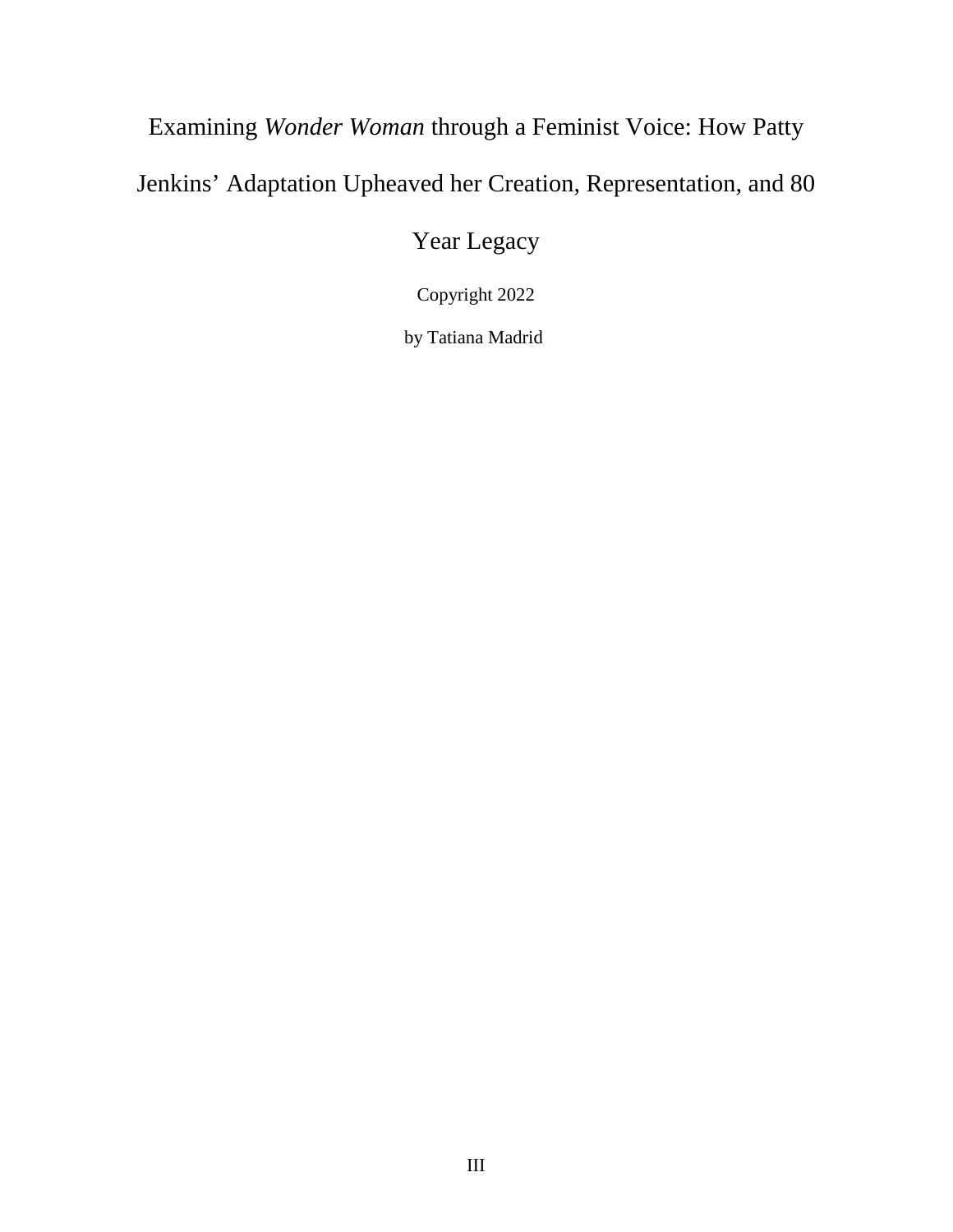# Examining *Wonder Woman* through a Feminist Voice: How Patty Jenkins' Adaptation Upheaved her Creation, Representation, and 80 Year Legacy

Copyright 2022

by Tatiana Madrid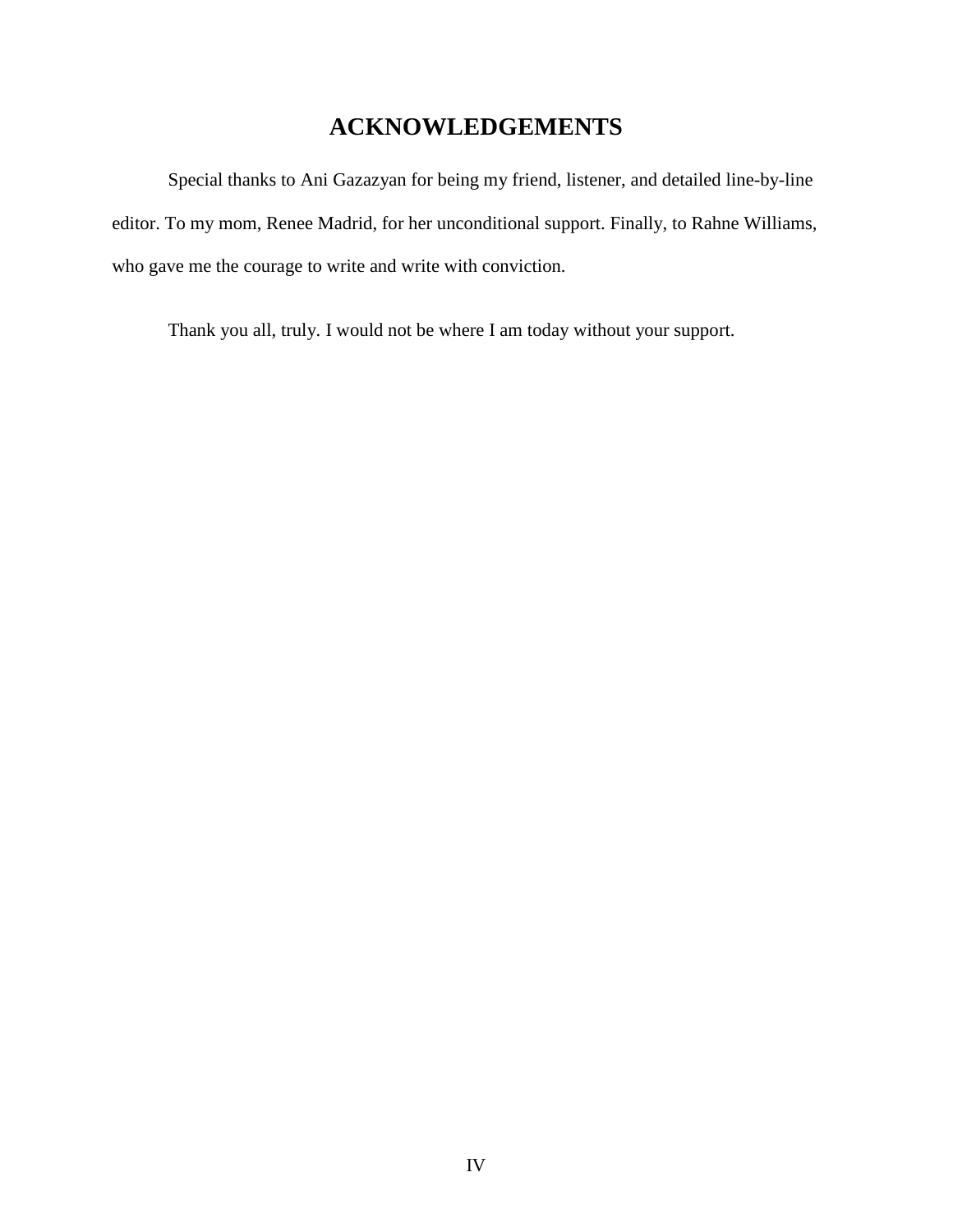# ACKNOWLEDGEMENTS

Special thanks to Ani Gazazyan for being my friend, listener, and detailed line-by-line editor. To my mom, Renee Madrid, for her unconditional support. Finally, to Rahne Williams, who gave me the courage to write and write with conviction.

Thank you all, truly. I would not be where I am today without your support.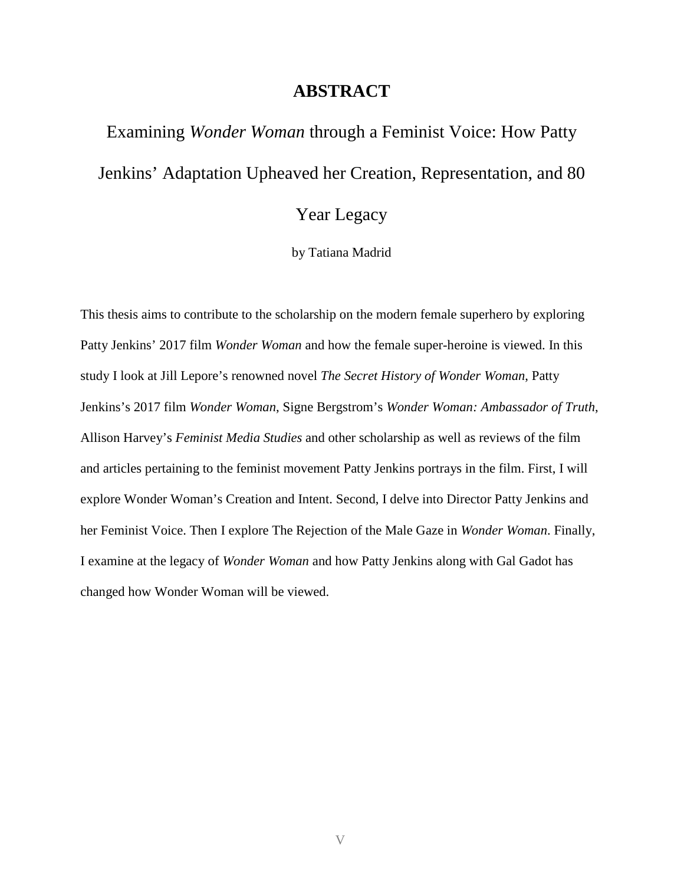# ABSTRACT

## Examining *Wonder Woman* through a Feminist Voice: How Patty Jenkins' Adaptation Upheaved her Creation, Representation, and 80 Year Legacy

by Tatiana Madrid

This thesis aims to contribute to the scholarship on the modern female superhero by exploring Patty Jenkins' 2017 film *Wonder Woman* and how the female super-heroine is viewed. In this study I look at Jill Lepore's renowned novel *The Secret History of Wonder Woman*, Patty Jenkins's 2017 film *Wonder Woman*, Signe Bergstrom's *Wonder Woman: Ambassador of Truth*, Allison Harvey's *Feminist Media Studies* and other scholarship as well as reviews of the film and articles pertaining to the feminist movement Patty Jenkins portrays in the film. First, I will explore Wonder Woman's Creation and Intent. Second, I delve into Director Patty Jenkins and her Feminist Voice. Then I explore The Rejection of the Male Gaze in *Wonder Woman*. Finally, I examine at the legacy of *Wonder Woman* and how Patty Jenkins along with Gal Gadot has changed how Wonder Woman will be viewed.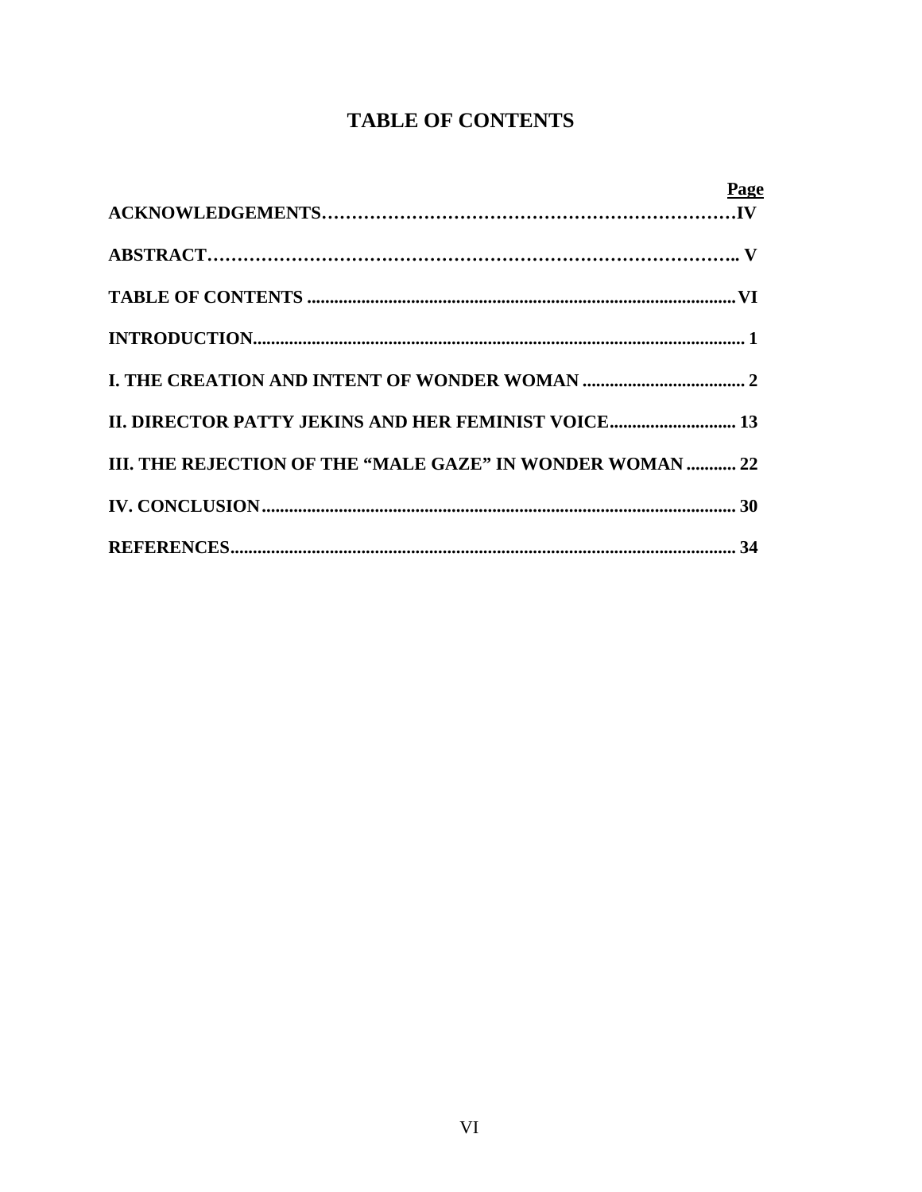# TABLE OF CONTENTS

| | Page |
|---|---|
| **ACKNOWLEDGEMENTS** | **IV** |
| **ABSTRACT** | **V** |
| **TABLE OF CONTENTS** | **VI** |
| **INTRODUCTION** | **1** |
| **I. THE CREATION AND INTENT OF WONDER WOMAN** | **2** |
| **II. DIRECTOR PATTY JEKINS AND HER FEMINIST VOICE** | **13** |
| **III. THE REJECTION OF THE "MALE GAZE" IN WONDER WOMAN** | **22** |
| **IV. CONCLUSION** | **30** |
| **REFERENCES** | **34** |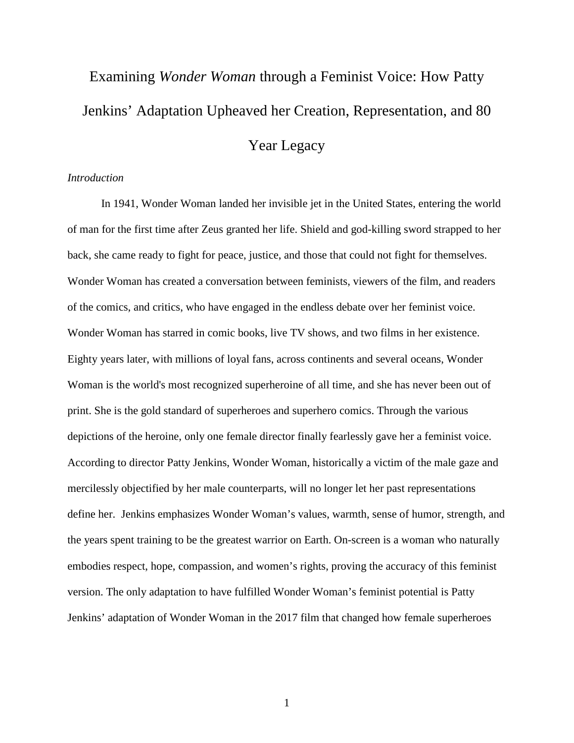# Examining *Wonder Woman* through a Feminist Voice: How Patty Jenkins' Adaptation Upheaved her Creation, Representation, and 80 Year Legacy

*Introduction*

In 1941, Wonder Woman landed her invisible jet in the United States, entering the world of man for the first time after Zeus granted her life. Shield and god-killing sword strapped to her back, she came ready to fight for peace, justice, and those that could not fight for themselves. Wonder Woman has created a conversation between feminists, viewers of the film, and readers of the comics, and critics, who have engaged in the endless debate over her feminist voice. Wonder Woman has starred in comic books, live TV shows, and two films in her existence. Eighty years later, with millions of loyal fans, across continents and several oceans, Wonder Woman is the world's most recognized superheroine of all time, and she has never been out of print. She is the gold standard of superheroes and superhero comics. Through the various depictions of the heroine, only one female director finally fearlessly gave her a feminist voice. According to director Patty Jenkins, Wonder Woman, historically a victim of the male gaze and mercilessly objectified by her male counterparts, will no longer let her past representations define her. Jenkins emphasizes Wonder Woman's values, warmth, sense of humor, strength, and the years spent training to be the greatest warrior on Earth. On-screen is a woman who naturally embodies respect, hope, compassion, and women's rights, proving the accuracy of this feminist version. The only adaptation to have fulfilled Wonder Woman's feminist potential is Patty Jenkins' adaptation of Wonder Woman in the 2017 film that changed how female superheroes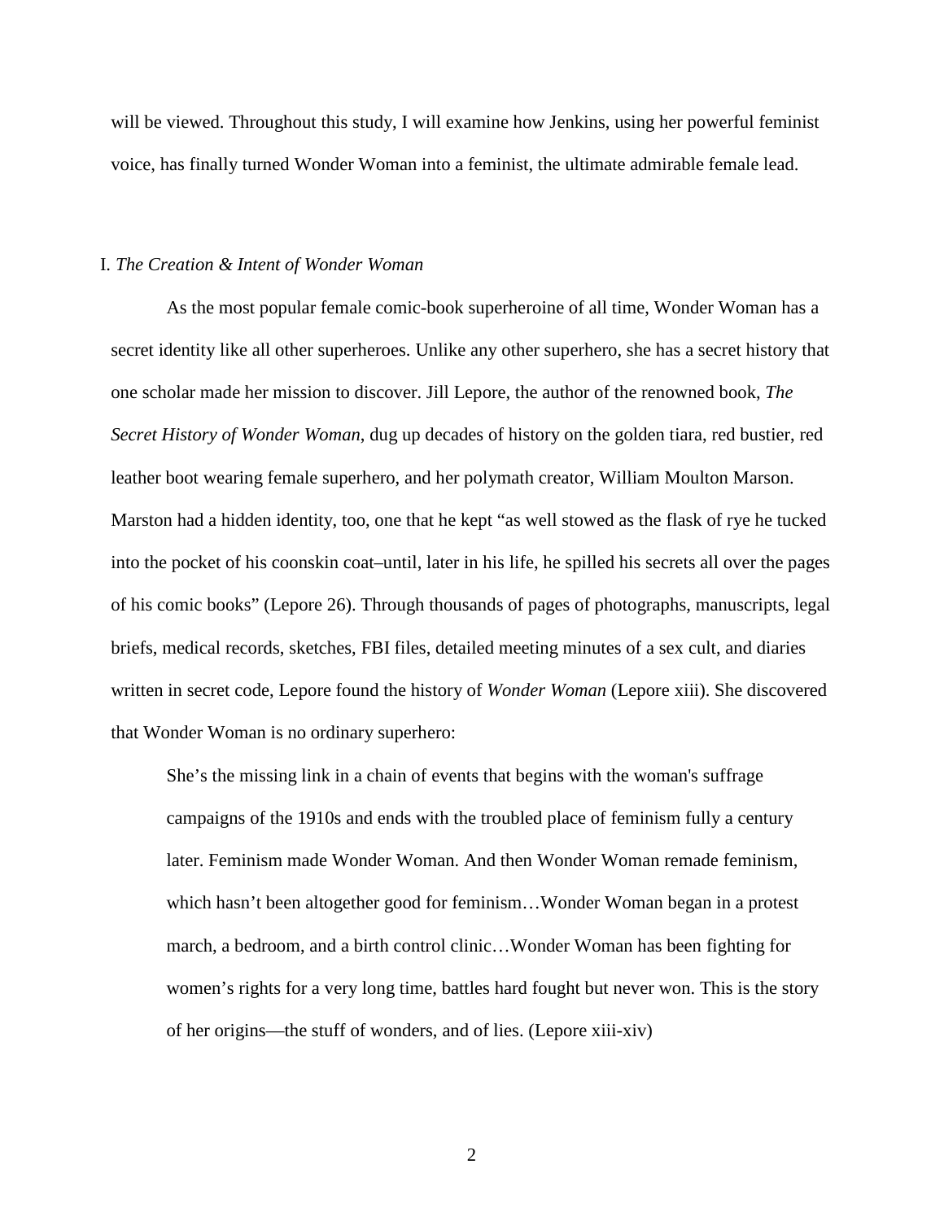will be viewed. Throughout this study, I will examine how Jenkins, using her powerful feminist voice, has finally turned Wonder Woman into a feminist, the ultimate admirable female lead.

## I. *The Creation & Intent of Wonder Woman*

As the most popular female comic-book superheroine of all time, Wonder Woman has a secret identity like all other superheroes. Unlike any other superhero, she has a secret history that one scholar made her mission to discover. Jill Lepore, the author of the renowned book, *The Secret History of Wonder Woman*, dug up decades of history on the golden tiara, red bustier, red leather boot wearing female superhero, and her polymath creator, William Moulton Marson. Marston had a hidden identity, too, one that he kept "as well stowed as the flask of rye he tucked into the pocket of his coonskin coat–until, later in his life, he spilled his secrets all over the pages of his comic books" (Lepore 26). Through thousands of pages of photographs, manuscripts, legal briefs, medical records, sketches, FBI files, detailed meeting minutes of a sex cult, and diaries written in secret code, Lepore found the history of *Wonder Woman* (Lepore xiii). She discovered that Wonder Woman is no ordinary superhero:

> She's the missing link in a chain of events that begins with the woman's suffrage campaigns of the 1910s and ends with the troubled place of feminism fully a century later. Feminism made Wonder Woman. And then Wonder Woman remade feminism, which hasn't been altogether good for feminism…Wonder Woman began in a protest march, a bedroom, and a birth control clinic…Wonder Woman has been fighting for women's rights for a very long time, battles hard fought but never won. This is the story of her origins—the stuff of wonders, and of lies. (Lepore xiii-xiv)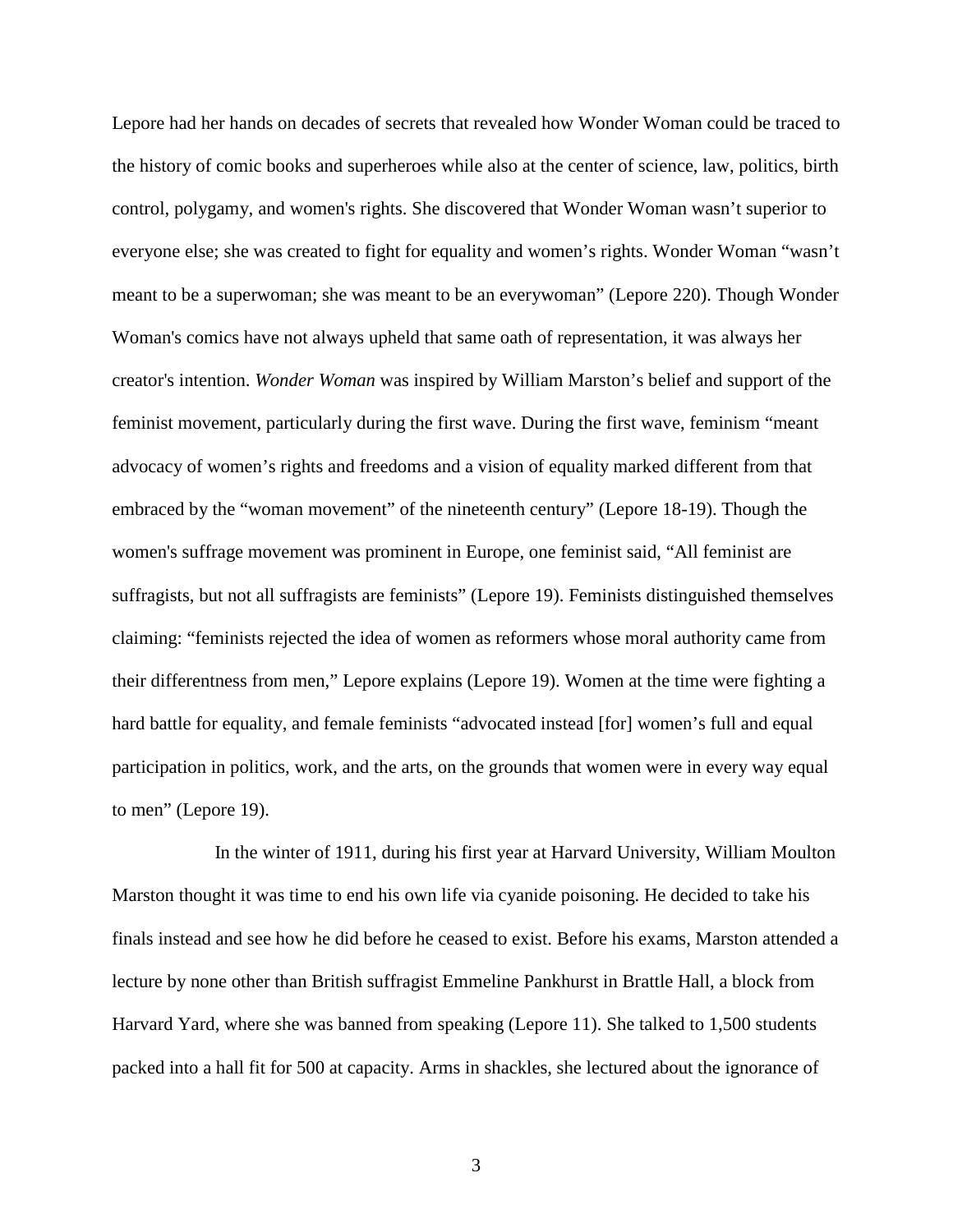Lepore had her hands on decades of secrets that revealed how Wonder Woman could be traced to the history of comic books and superheroes while also at the center of science, law, politics, birth control, polygamy, and women's rights. She discovered that Wonder Woman wasn't superior to everyone else; she was created to fight for equality and women's rights. Wonder Woman "wasn't meant to be a superwoman; she was meant to be an everywoman" (Lepore 220). Though Wonder Woman's comics have not always upheld that same oath of representation, it was always her creator's intention. *Wonder Woman* was inspired by William Marston's belief and support of the feminist movement, particularly during the first wave. During the first wave, feminism "meant advocacy of women's rights and freedoms and a vision of equality marked different from that embraced by the "woman movement" of the nineteenth century" (Lepore 18-19). Though the women's suffrage movement was prominent in Europe, one feminist said, "All feminist are suffragists, but not all suffragists are feminists" (Lepore 19). Feminists distinguished themselves claiming: "feminists rejected the idea of women as reformers whose moral authority came from their differentness from men," Lepore explains (Lepore 19). Women at the time were fighting a hard battle for equality, and female feminists "advocated instead [for] women's full and equal participation in politics, work, and the arts, on the grounds that women were in every way equal to men" (Lepore 19).

In the winter of 1911, during his first year at Harvard University, William Moulton Marston thought it was time to end his own life via cyanide poisoning. He decided to take his finals instead and see how he did before he ceased to exist. Before his exams, Marston attended a lecture by none other than British suffragist Emmeline Pankhurst in Brattle Hall, a block from Harvard Yard, where she was banned from speaking (Lepore 11). She talked to 1,500 students packed into a hall fit for 500 at capacity. Arms in shackles, she lectured about the ignorance of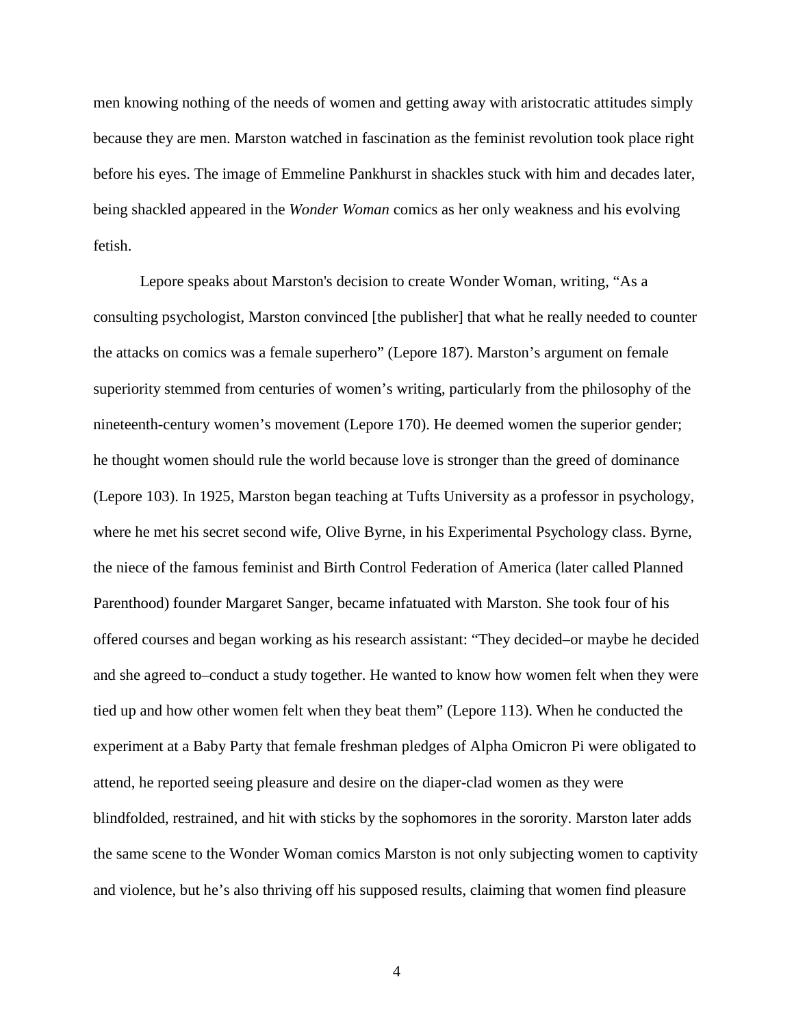men knowing nothing of the needs of women and getting away with aristocratic attitudes simply because they are men. Marston watched in fascination as the feminist revolution took place right before his eyes. The image of Emmeline Pankhurst in shackles stuck with him and decades later, being shackled appeared in the *Wonder Woman* comics as her only weakness and his evolving fetish.

Lepore speaks about Marston's decision to create Wonder Woman, writing, “As a consulting psychologist, Marston convinced [the publisher] that what he really needed to counter the attacks on comics was a female superhero” (Lepore 187). Marston’s argument on female superiority stemmed from centuries of women’s writing, particularly from the philosophy of the nineteenth-century women’s movement (Lepore 170). He deemed women the superior gender; he thought women should rule the world because love is stronger than the greed of dominance (Lepore 103). In 1925, Marston began teaching at Tufts University as a professor in psychology, where he met his secret second wife, Olive Byrne, in his Experimental Psychology class. Byrne, the niece of the famous feminist and Birth Control Federation of America (later called Planned Parenthood) founder Margaret Sanger, became infatuated with Marston. She took four of his offered courses and began working as his research assistant: “They decided–or maybe he decided and she agreed to–conduct a study together. He wanted to know how women felt when they were tied up and how other women felt when they beat them” (Lepore 113). When he conducted the experiment at a Baby Party that female freshman pledges of Alpha Omicron Pi were obligated to attend, he reported seeing pleasure and desire on the diaper-clad women as they were blindfolded, restrained, and hit with sticks by the sophomores in the sorority. Marston later adds the same scene to the Wonder Woman comics Marston is not only subjecting women to captivity and violence, but he’s also thriving off his supposed results, claiming that women find pleasure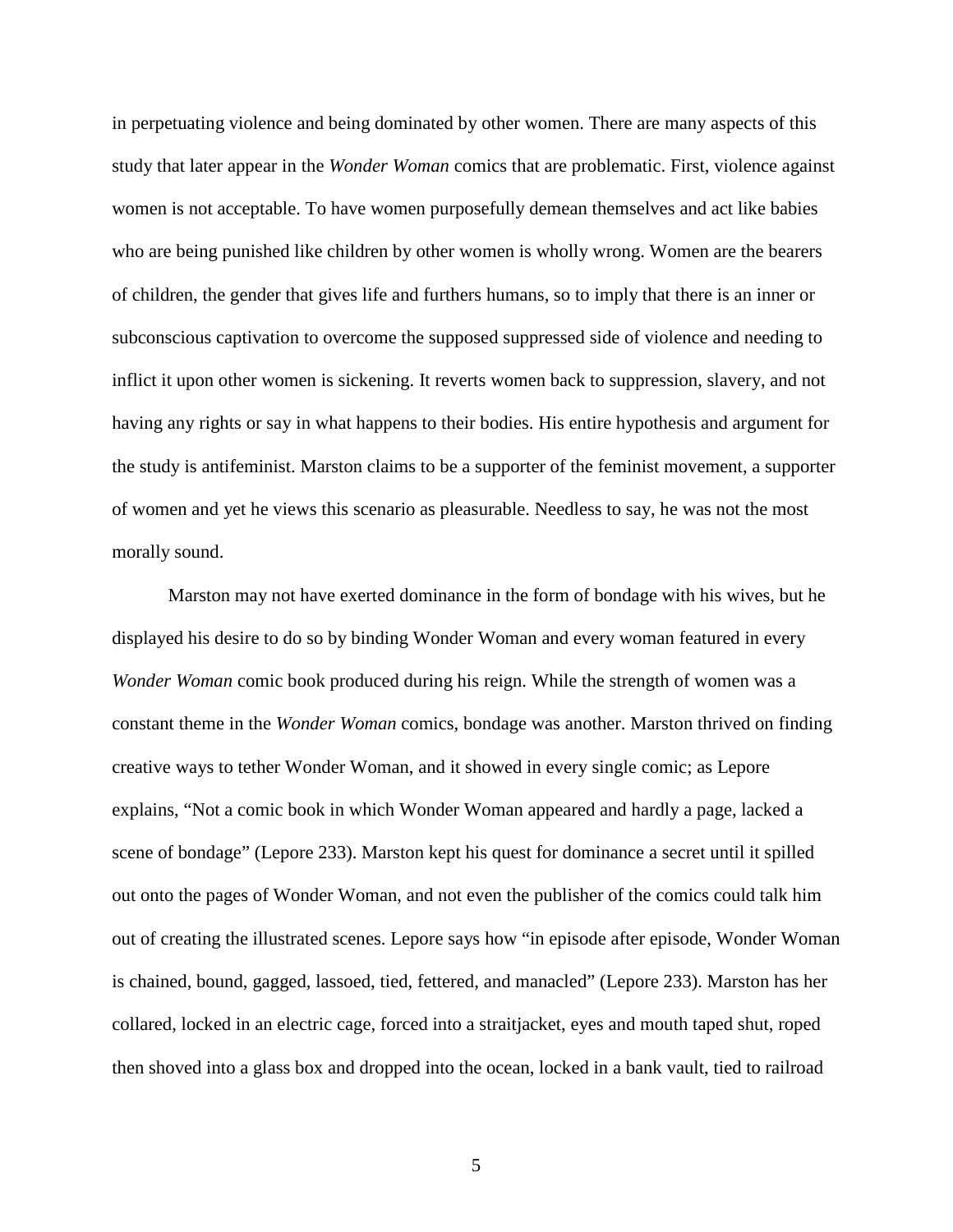in perpetuating violence and being dominated by other women. There are many aspects of this study that later appear in the *Wonder Woman* comics that are problematic. First, violence against women is not acceptable. To have women purposefully demean themselves and act like babies who are being punished like children by other women is wholly wrong. Women are the bearers of children, the gender that gives life and furthers humans, so to imply that there is an inner or subconscious captivation to overcome the supposed suppressed side of violence and needing to inflict it upon other women is sickening. It reverts women back to suppression, slavery, and not having any rights or say in what happens to their bodies. His entire hypothesis and argument for the study is antifeminist. Marston claims to be a supporter of the feminist movement, a supporter of women and yet he views this scenario as pleasurable. Needless to say, he was not the most morally sound.

Marston may not have exerted dominance in the form of bondage with his wives, but he displayed his desire to do so by binding Wonder Woman and every woman featured in every *Wonder Woman* comic book produced during his reign. While the strength of women was a constant theme in the *Wonder Woman* comics, bondage was another. Marston thrived on finding creative ways to tether Wonder Woman, and it showed in every single comic; as Lepore explains, "Not a comic book in which Wonder Woman appeared and hardly a page, lacked a scene of bondage" (Lepore 233). Marston kept his quest for dominance a secret until it spilled out onto the pages of Wonder Woman, and not even the publisher of the comics could talk him out of creating the illustrated scenes. Lepore says how "in episode after episode, Wonder Woman is chained, bound, gagged, lassoed, tied, fettered, and manacled" (Lepore 233). Marston has her collared, locked in an electric cage, forced into a straitjacket, eyes and mouth taped shut, roped then shoved into a glass box and dropped into the ocean, locked in a bank vault, tied to railroad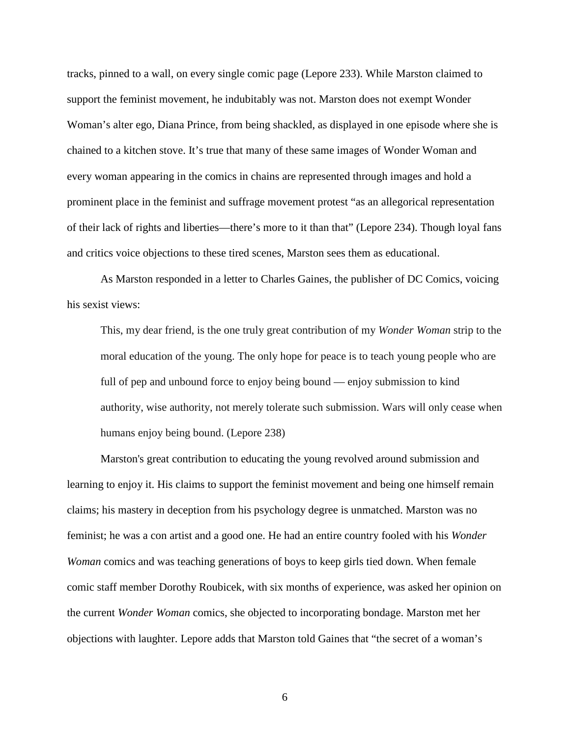tracks, pinned to a wall, on every single comic page (Lepore 233). While Marston claimed to support the feminist movement, he indubitably was not. Marston does not exempt Wonder Woman's alter ego, Diana Prince, from being shackled, as displayed in one episode where she is chained to a kitchen stove. It's true that many of these same images of Wonder Woman and every woman appearing in the comics in chains are represented through images and hold a prominent place in the feminist and suffrage movement protest "as an allegorical representation of their lack of rights and liberties—there's more to it than that" (Lepore 234). Though loyal fans and critics voice objections to these tired scenes, Marston sees them as educational.

As Marston responded in a letter to Charles Gaines, the publisher of DC Comics, voicing his sexist views:

> This, my dear friend, is the one truly great contribution of my *Wonder Woman* strip to the moral education of the young. The only hope for peace is to teach young people who are full of pep and unbound force to enjoy being bound — enjoy submission to kind authority, wise authority, not merely tolerate such submission. Wars will only cease when humans enjoy being bound. (Lepore 238)

Marston's great contribution to educating the young revolved around submission and learning to enjoy it. His claims to support the feminist movement and being one himself remain claims; his mastery in deception from his psychology degree is unmatched. Marston was no feminist; he was a con artist and a good one. He had an entire country fooled with his *Wonder Woman* comics and was teaching generations of boys to keep girls tied down. When female comic staff member Dorothy Roubicek, with six months of experience, was asked her opinion on the current *Wonder Woman* comics, she objected to incorporating bondage. Marston met her objections with laughter. Lepore adds that Marston told Gaines that "the secret of a woman's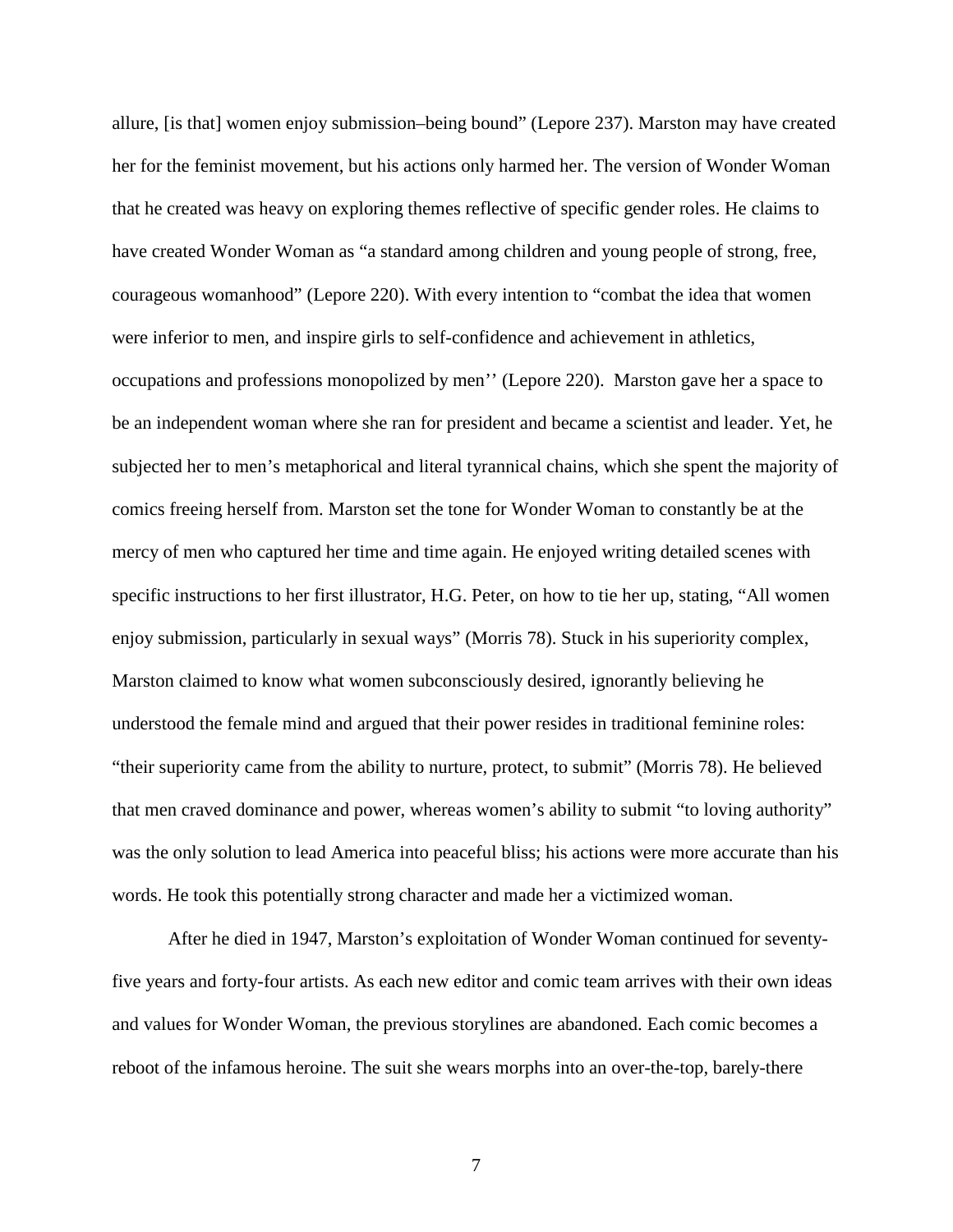allure, [is that] women enjoy submission–being bound" (Lepore 237). Marston may have created her for the feminist movement, but his actions only harmed her. The version of Wonder Woman that he created was heavy on exploring themes reflective of specific gender roles. He claims to have created Wonder Woman as "a standard among children and young people of strong, free, courageous womanhood" (Lepore 220). With every intention to "combat the idea that women were inferior to men, and inspire girls to self-confidence and achievement in athletics, occupations and professions monopolized by men'' (Lepore 220). Marston gave her a space to be an independent woman where she ran for president and became a scientist and leader. Yet, he subjected her to men's metaphorical and literal tyrannical chains, which she spent the majority of comics freeing herself from. Marston set the tone for Wonder Woman to constantly be at the mercy of men who captured her time and time again. He enjoyed writing detailed scenes with specific instructions to her first illustrator, H.G. Peter, on how to tie her up, stating, "All women enjoy submission, particularly in sexual ways" (Morris 78). Stuck in his superiority complex, Marston claimed to know what women subconsciously desired, ignorantly believing he understood the female mind and argued that their power resides in traditional feminine roles: "their superiority came from the ability to nurture, protect, to submit" (Morris 78). He believed that men craved dominance and power, whereas women's ability to submit "to loving authority" was the only solution to lead America into peaceful bliss; his actions were more accurate than his words. He took this potentially strong character and made her a victimized woman.

After he died in 1947, Marston's exploitation of Wonder Woman continued for seventy-five years and forty-four artists. As each new editor and comic team arrives with their own ideas and values for Wonder Woman, the previous storylines are abandoned. Each comic becomes a reboot of the infamous heroine. The suit she wears morphs into an over-the-top, barely-there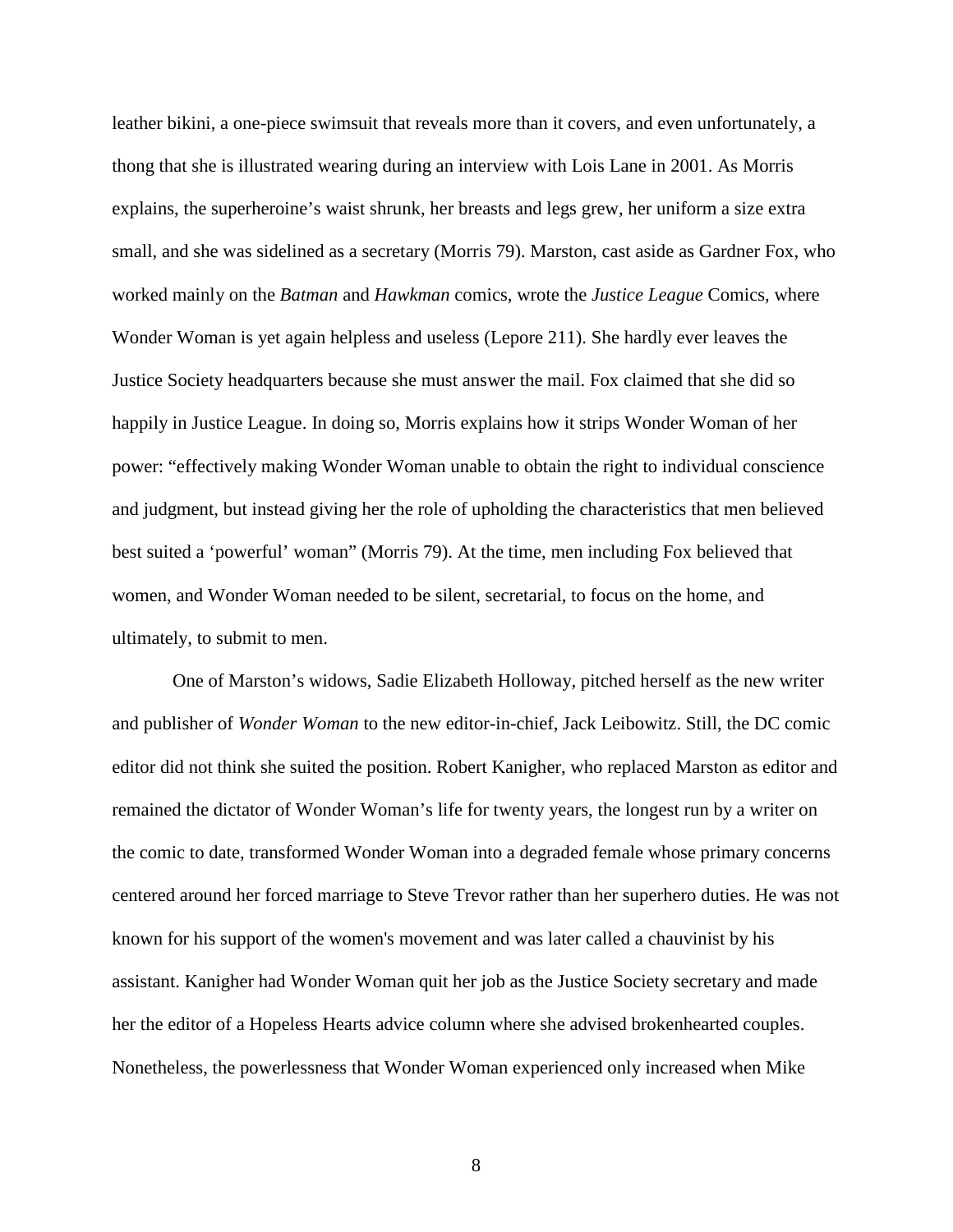leather bikini, a one-piece swimsuit that reveals more than it covers, and even unfortunately, a thong that she is illustrated wearing during an interview with Lois Lane in 2001. As Morris explains, the superheroine's waist shrunk, her breasts and legs grew, her uniform a size extra small, and she was sidelined as a secretary (Morris 79). Marston, cast aside as Gardner Fox, who worked mainly on the *Batman* and *Hawkman* comics, wrote the *Justice League* Comics, where Wonder Woman is yet again helpless and useless (Lepore 211). She hardly ever leaves the Justice Society headquarters because she must answer the mail. Fox claimed that she did so happily in Justice League. In doing so, Morris explains how it strips Wonder Woman of her power: "effectively making Wonder Woman unable to obtain the right to individual conscience and judgment, but instead giving her the role of upholding the characteristics that men believed best suited a 'powerful' woman" (Morris 79). At the time, men including Fox believed that women, and Wonder Woman needed to be silent, secretarial, to focus on the home, and ultimately, to submit to men.

One of Marston's widows, Sadie Elizabeth Holloway, pitched herself as the new writer and publisher of *Wonder Woman* to the new editor-in-chief, Jack Leibowitz. Still, the DC comic editor did not think she suited the position. Robert Kanigher, who replaced Marston as editor and remained the dictator of Wonder Woman's life for twenty years, the longest run by a writer on the comic to date, transformed Wonder Woman into a degraded female whose primary concerns centered around her forced marriage to Steve Trevor rather than her superhero duties. He was not known for his support of the women's movement and was later called a chauvinist by his assistant. Kanigher had Wonder Woman quit her job as the Justice Society secretary and made her the editor of a Hopeless Hearts advice column where she advised brokenhearted couples. Nonetheless, the powerlessness that Wonder Woman experienced only increased when Mike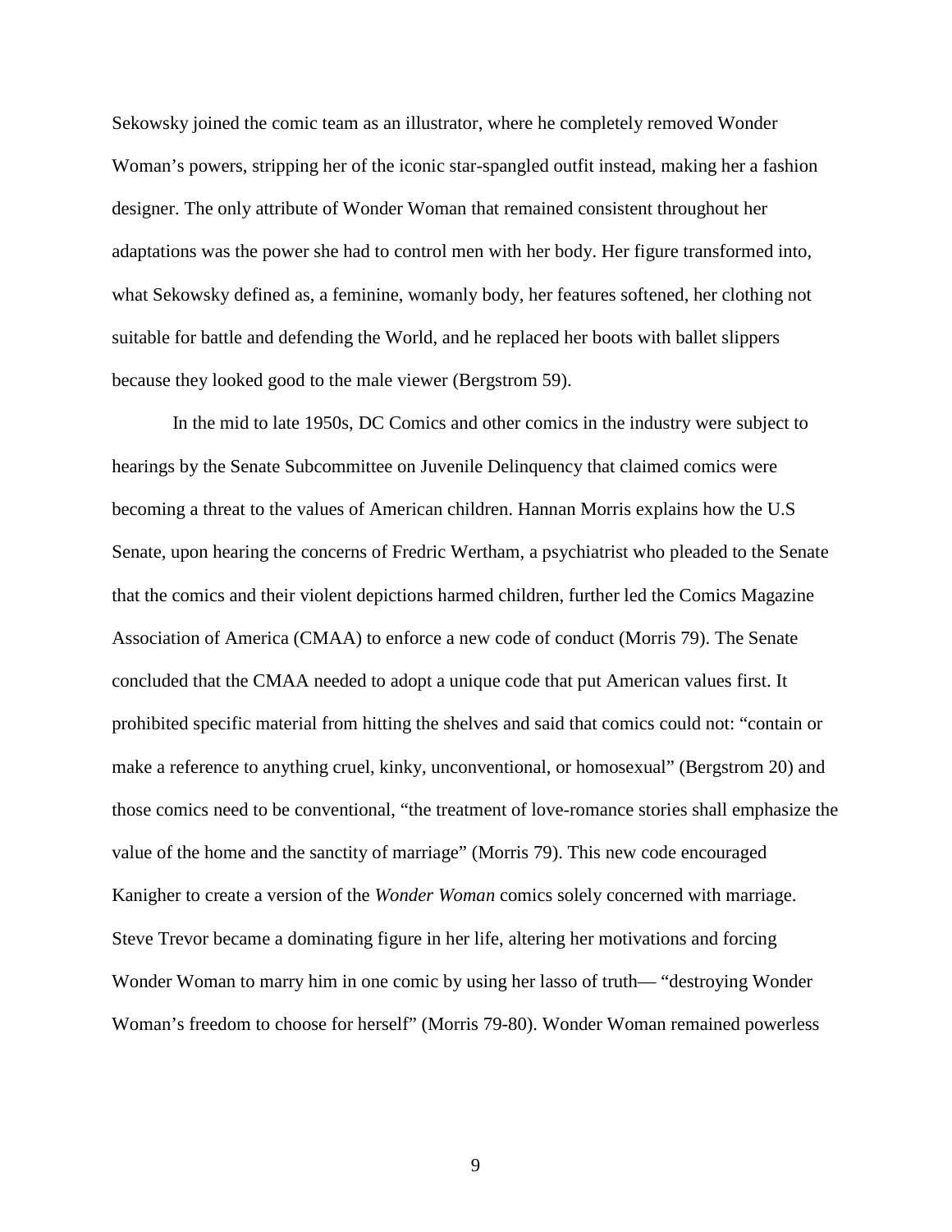Sekowsky joined the comic team as an illustrator, where he completely removed Wonder Woman's powers, stripping her of the iconic star-spangled outfit instead, making her a fashion designer. The only attribute of Wonder Woman that remained consistent throughout her adaptations was the power she had to control men with her body. Her figure transformed into, what Sekowsky defined as, a feminine, womanly body, her features softened, her clothing not suitable for battle and defending the World, and he replaced her boots with ballet slippers because they looked good to the male viewer (Bergstrom 59).

In the mid to late 1950s, DC Comics and other comics in the industry were subject to hearings by the Senate Subcommittee on Juvenile Delinquency that claimed comics were becoming a threat to the values of American children. Hannan Morris explains how the U.S Senate, upon hearing the concerns of Fredric Wertham, a psychiatrist who pleaded to the Senate that the comics and their violent depictions harmed children, further led the Comics Magazine Association of America (CMAA) to enforce a new code of conduct (Morris 79). The Senate concluded that the CMAA needed to adopt a unique code that put American values first. It prohibited specific material from hitting the shelves and said that comics could not: "contain or make a reference to anything cruel, kinky, unconventional, or homosexual" (Bergstrom 20) and those comics need to be conventional, "the treatment of love-romance stories shall emphasize the value of the home and the sanctity of marriage" (Morris 79). This new code encouraged Kanigher to create a version of the *Wonder Woman* comics solely concerned with marriage. Steve Trevor became a dominating figure in her life, altering her motivations and forcing Wonder Woman to marry him in one comic by using her lasso of truth— "destroying Wonder Woman's freedom to choose for herself" (Morris 79-80). Wonder Woman remained powerless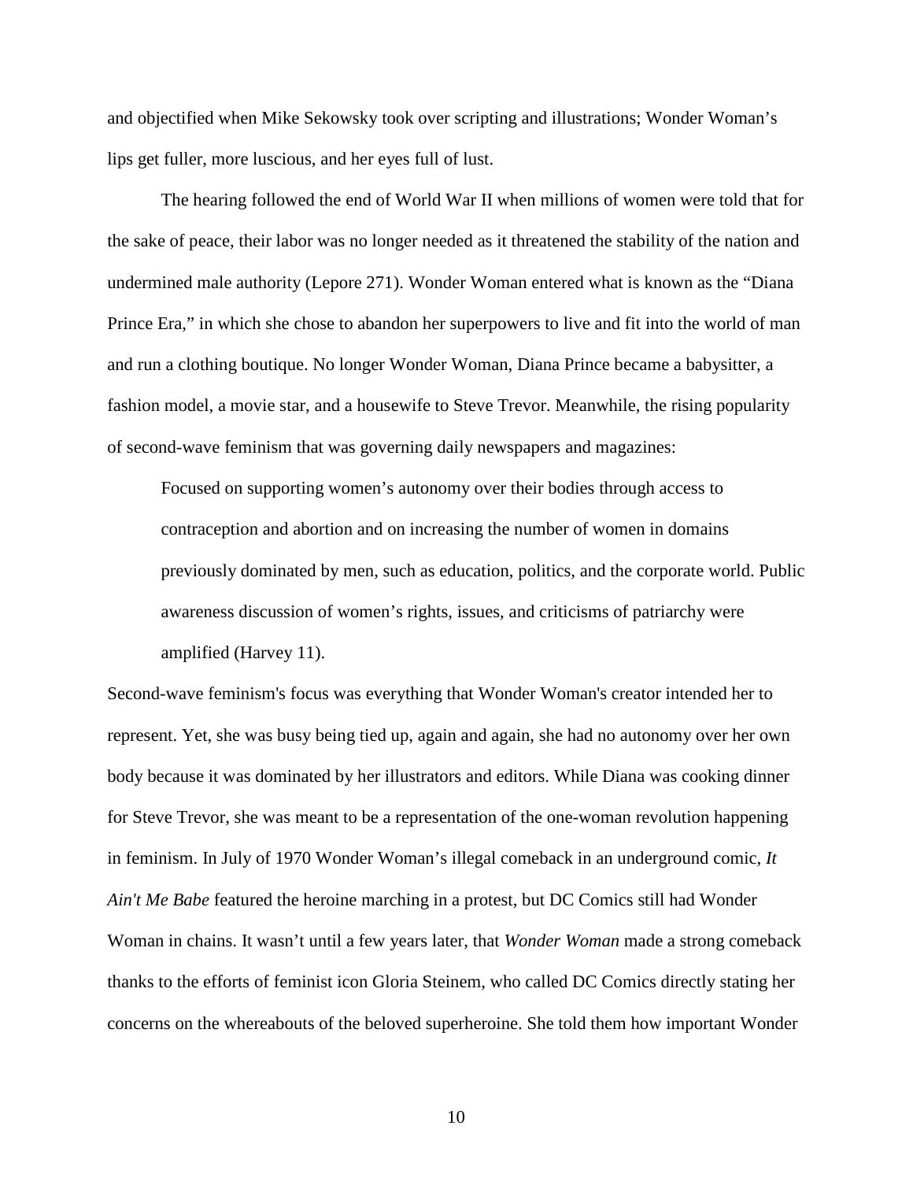and objectified when Mike Sekowsky took over scripting and illustrations; Wonder Woman's lips get fuller, more luscious, and her eyes full of lust.

The hearing followed the end of World War II when millions of women were told that for the sake of peace, their labor was no longer needed as it threatened the stability of the nation and undermined male authority (Lepore 271). Wonder Woman entered what is known as the "Diana Prince Era," in which she chose to abandon her superpowers to live and fit into the world of man and run a clothing boutique. No longer Wonder Woman, Diana Prince became a babysitter, a fashion model, a movie star, and a housewife to Steve Trevor. Meanwhile, the rising popularity of second-wave feminism that was governing daily newspapers and magazines:

> Focused on supporting women's autonomy over their bodies through access to contraception and abortion and on increasing the number of women in domains previously dominated by men, such as education, politics, and the corporate world. Public awareness discussion of women's rights, issues, and criticisms of patriarchy were amplified (Harvey 11).

Second-wave feminism's focus was everything that Wonder Woman's creator intended her to represent. Yet, she was busy being tied up, again and again, she had no autonomy over her own body because it was dominated by her illustrators and editors. While Diana was cooking dinner for Steve Trevor, she was meant to be a representation of the one-woman revolution happening in feminism. In July of 1970 Wonder Woman's illegal comeback in an underground comic, *It Ain't Me Babe* featured the heroine marching in a protest, but DC Comics still had Wonder Woman in chains. It wasn't until a few years later, that *Wonder Woman* made a strong comeback thanks to the efforts of feminist icon Gloria Steinem, who called DC Comics directly stating her concerns on the whereabouts of the beloved superheroine. She told them how important Wonder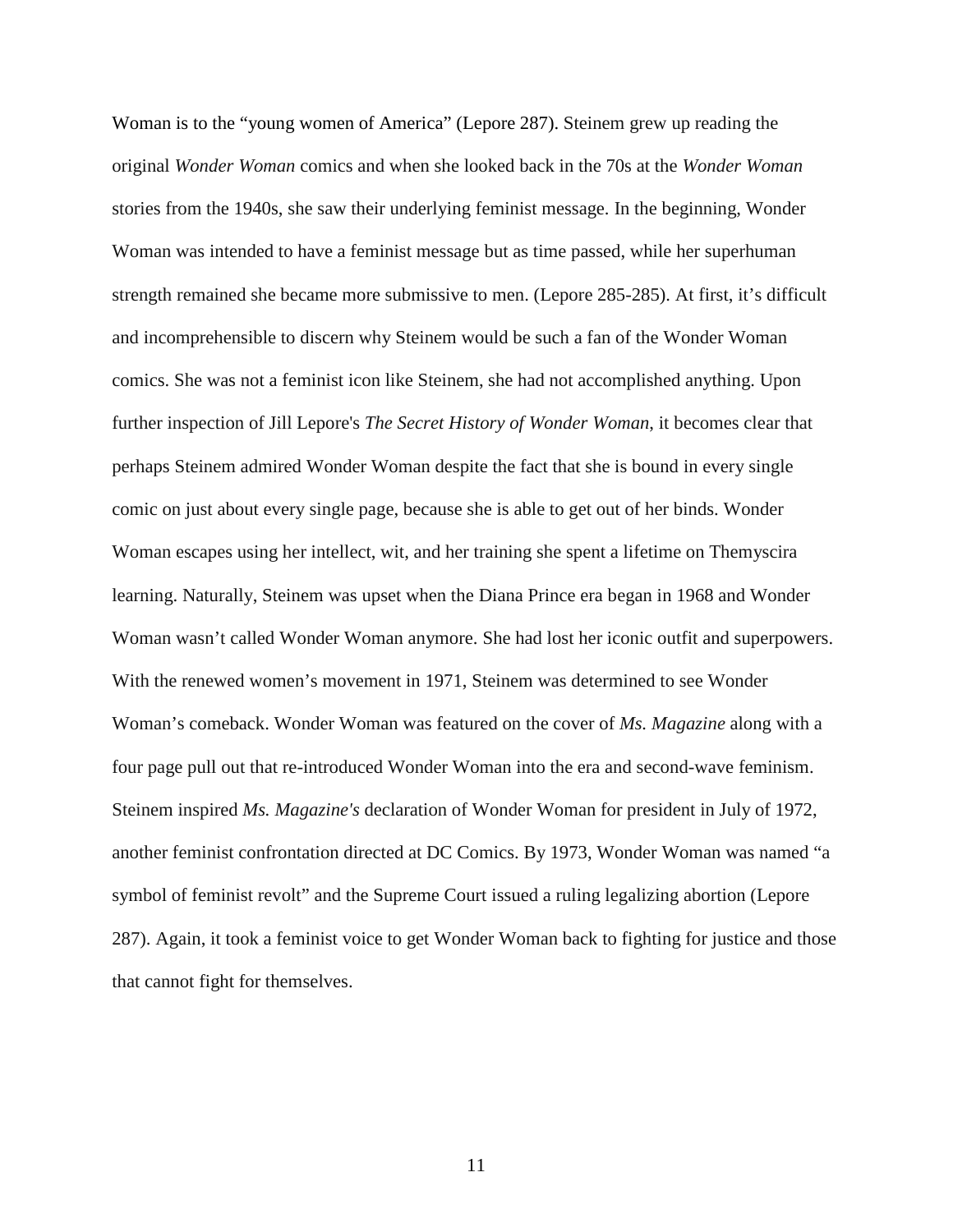Woman is to the "young women of America" (Lepore 287). Steinem grew up reading the original *Wonder Woman* comics and when she looked back in the 70s at the *Wonder Woman* stories from the 1940s, she saw their underlying feminist message. In the beginning, Wonder Woman was intended to have a feminist message but as time passed, while her superhuman strength remained she became more submissive to men. (Lepore 285-285). At first, it's difficult and incomprehensible to discern why Steinem would be such a fan of the Wonder Woman comics. She was not a feminist icon like Steinem, she had not accomplished anything. Upon further inspection of Jill Lepore's *The Secret History of Wonder Woman*, it becomes clear that perhaps Steinem admired Wonder Woman despite the fact that she is bound in every single comic on just about every single page, because she is able to get out of her binds. Wonder Woman escapes using her intellect, wit, and her training she spent a lifetime on Themyscira learning. Naturally, Steinem was upset when the Diana Prince era began in 1968 and Wonder Woman wasn't called Wonder Woman anymore. She had lost her iconic outfit and superpowers. With the renewed women's movement in 1971, Steinem was determined to see Wonder Woman's comeback. Wonder Woman was featured on the cover of *Ms. Magazine* along with a four page pull out that re-introduced Wonder Woman into the era and second-wave feminism. Steinem inspired *Ms. Magazine's* declaration of Wonder Woman for president in July of 1972, another feminist confrontation directed at DC Comics. By 1973, Wonder Woman was named "a symbol of feminist revolt" and the Supreme Court issued a ruling legalizing abortion (Lepore 287). Again, it took a feminist voice to get Wonder Woman back to fighting for justice and those that cannot fight for themselves.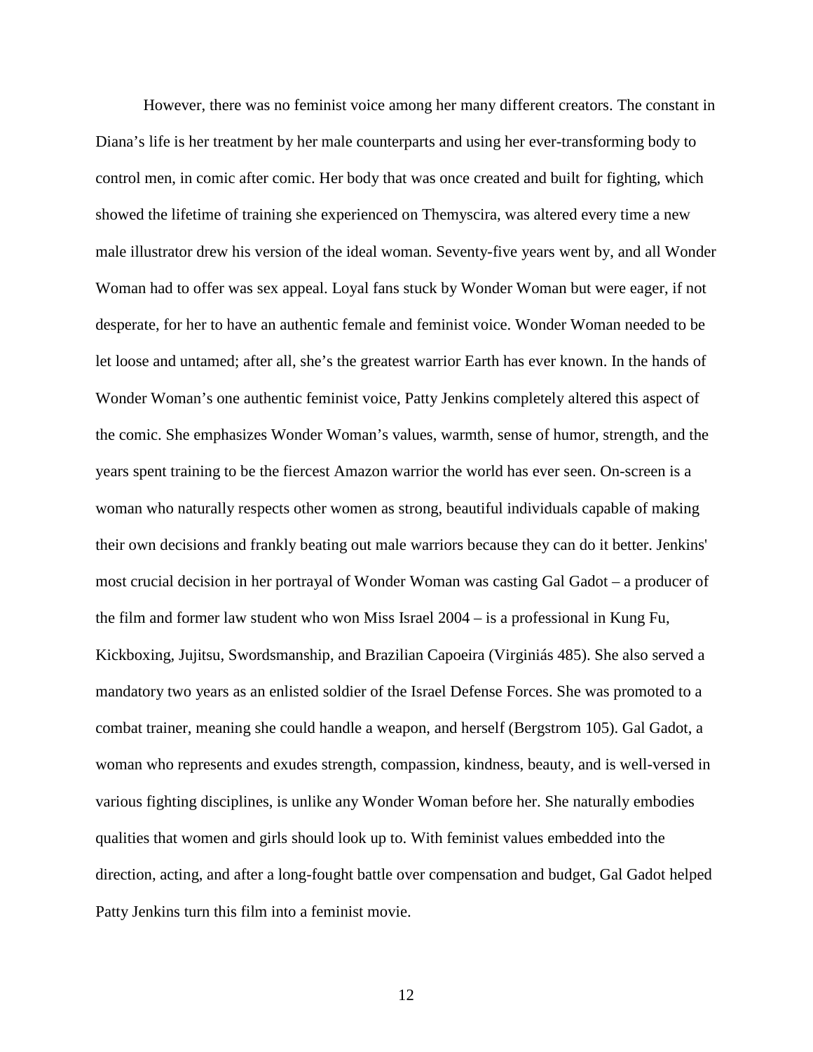However, there was no feminist voice among her many different creators. The constant in Diana's life is her treatment by her male counterparts and using her ever-transforming body to control men, in comic after comic. Her body that was once created and built for fighting, which showed the lifetime of training she experienced on Themyscira, was altered every time a new male illustrator drew his version of the ideal woman. Seventy-five years went by, and all Wonder Woman had to offer was sex appeal. Loyal fans stuck by Wonder Woman but were eager, if not desperate, for her to have an authentic female and feminist voice. Wonder Woman needed to be let loose and untamed; after all, she's the greatest warrior Earth has ever known. In the hands of Wonder Woman's one authentic feminist voice, Patty Jenkins completely altered this aspect of the comic. She emphasizes Wonder Woman's values, warmth, sense of humor, strength, and the years spent training to be the fiercest Amazon warrior the world has ever seen. On-screen is a woman who naturally respects other women as strong, beautiful individuals capable of making their own decisions and frankly beating out male warriors because they can do it better. Jenkins' most crucial decision in her portrayal of Wonder Woman was casting Gal Gadot – a producer of the film and former law student who won Miss Israel 2004 – is a professional in Kung Fu, Kickboxing, Jujitsu, Swordsmanship, and Brazilian Capoeira (Virginiás 485). She also served a mandatory two years as an enlisted soldier of the Israel Defense Forces. She was promoted to a combat trainer, meaning she could handle a weapon, and herself (Bergstrom 105). Gal Gadot, a woman who represents and exudes strength, compassion, kindness, beauty, and is well-versed in various fighting disciplines, is unlike any Wonder Woman before her. She naturally embodies qualities that women and girls should look up to. With feminist values embedded into the direction, acting, and after a long-fought battle over compensation and budget, Gal Gadot helped Patty Jenkins turn this film into a feminist movie.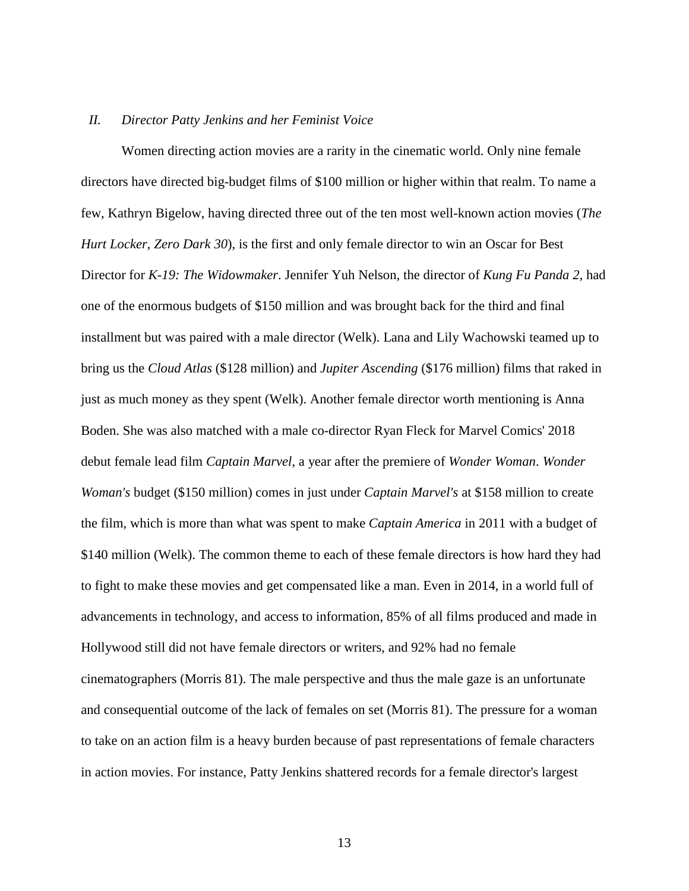## *II. Director Patty Jenkins and her Feminist Voice*

Women directing action movies are a rarity in the cinematic world. Only nine female directors have directed big-budget films of $100 million or higher within that realm. To name a few, Kathryn Bigelow, having directed three out of the ten most well-known action movies (*The Hurt Locker, Zero Dark 30*), is the first and only female director to win an Oscar for Best Director for *K-19: The Widowmaker*. Jennifer Yuh Nelson, the director of *Kung Fu Panda 2*, had one of the enormous budgets of $150 million and was brought back for the third and final installment but was paired with a male director (Welk). Lana and Lily Wachowski teamed up to bring us the *Cloud Atlas* ($128 million) and *Jupiter Ascending* ($176 million) films that raked in just as much money as they spent (Welk). Another female director worth mentioning is Anna Boden. She was also matched with a male co-director Ryan Fleck for Marvel Comics' 2018 debut female lead film *Captain Marvel*, a year after the premiere of *Wonder Woman*. *Wonder Woman's* budget ($150 million) comes in just under *Captain Marvel's* at $158 million to create the film, which is more than what was spent to make *Captain America* in 2011 with a budget of $140 million (Welk). The common theme to each of these female directors is how hard they had to fight to make these movies and get compensated like a man. Even in 2014, in a world full of advancements in technology, and access to information, 85% of all films produced and made in Hollywood still did not have female directors or writers, and 92% had no female cinematographers (Morris 81). The male perspective and thus the male gaze is an unfortunate and consequential outcome of the lack of females on set (Morris 81). The pressure for a woman to take on an action film is a heavy burden because of past representations of female characters in action movies. For instance, Patty Jenkins shattered records for a female director's largest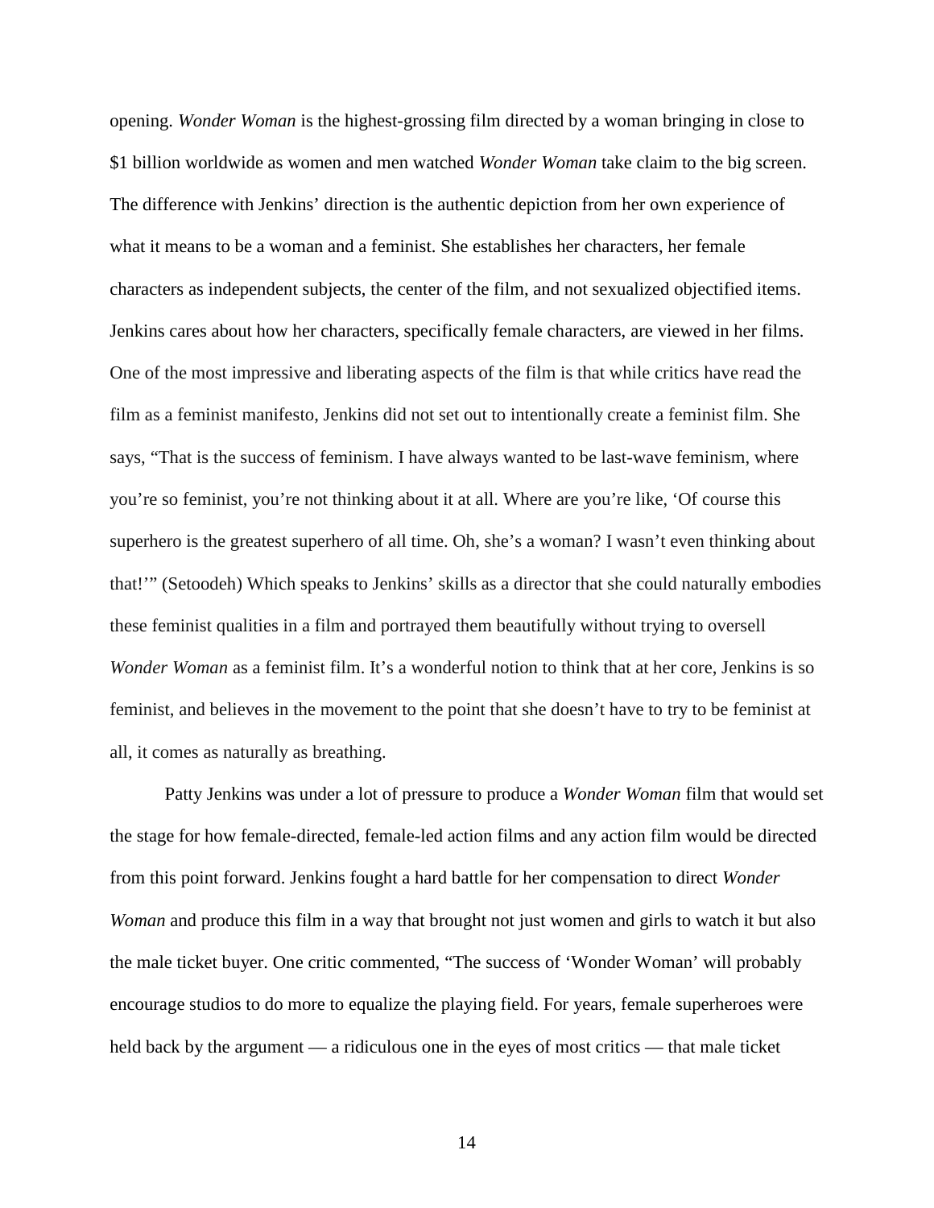opening. *Wonder Woman* is the highest-grossing film directed by a woman bringing in close to $1 billion worldwide as women and men watched *Wonder Woman* take claim to the big screen. The difference with Jenkins' direction is the authentic depiction from her own experience of what it means to be a woman and a feminist. She establishes her characters, her female characters as independent subjects, the center of the film, and not sexualized objectified items. Jenkins cares about how her characters, specifically female characters, are viewed in her films. One of the most impressive and liberating aspects of the film is that while critics have read the film as a feminist manifesto, Jenkins did not set out to intentionally create a feminist film. She says, "That is the success of feminism. I have always wanted to be last-wave feminism, where you're so feminist, you're not thinking about it at all. Where are you're like, 'Of course this superhero is the greatest superhero of all time. Oh, she's a woman? I wasn't even thinking about that!'" (Setoodeh) Which speaks to Jenkins' skills as a director that she could naturally embodies these feminist qualities in a film and portrayed them beautifully without trying to oversell *Wonder Woman* as a feminist film. It's a wonderful notion to think that at her core, Jenkins is so feminist, and believes in the movement to the point that she doesn't have to try to be feminist at all, it comes as naturally as breathing.

Patty Jenkins was under a lot of pressure to produce a *Wonder Woman* film that would set the stage for how female-directed, female-led action films and any action film would be directed from this point forward. Jenkins fought a hard battle for her compensation to direct *Wonder Woman* and produce this film in a way that brought not just women and girls to watch it but also the male ticket buyer. One critic commented, "The success of 'Wonder Woman' will probably encourage studios to do more to equalize the playing field. For years, female superheroes were held back by the argument — a ridiculous one in the eyes of most critics — that male ticket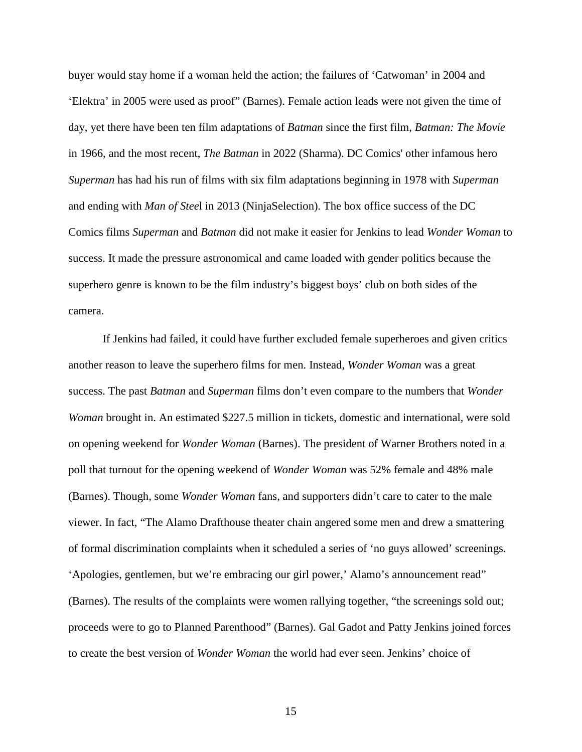buyer would stay home if a woman held the action; the failures of 'Catwoman' in 2004 and 'Elektra' in 2005 were used as proof" (Barnes). Female action leads were not given the time of day, yet there have been ten film adaptations of *Batman* since the first film, *Batman: The Movie* in 1966, and the most recent, *The Batman* in 2022 (Sharma). DC Comics' other infamous hero *Superman* has had his run of films with six film adaptations beginning in 1978 with *Superman* and ending with *Man of Stee*l in 2013 (NinjaSelection). The box office success of the DC Comics films *Superman* and *Batman* did not make it easier for Jenkins to lead *Wonder Woman* to success. It made the pressure astronomical and came loaded with gender politics because the superhero genre is known to be the film industry's biggest boys' club on both sides of the camera.

If Jenkins had failed, it could have further excluded female superheroes and given critics another reason to leave the superhero films for men. Instead, *Wonder Woman* was a great success. The past *Batman* and *Superman* films don't even compare to the numbers that *Wonder Woman* brought in. An estimated $227.5 million in tickets, domestic and international, were sold on opening weekend for *Wonder Woman* (Barnes). The president of Warner Brothers noted in a poll that turnout for the opening weekend of *Wonder Woman* was 52% female and 48% male (Barnes). Though, some *Wonder Woman* fans, and supporters didn't care to cater to the male viewer. In fact, "The Alamo Drafthouse theater chain angered some men and drew a smattering of formal discrimination complaints when it scheduled a series of 'no guys allowed' screenings. 'Apologies, gentlemen, but we're embracing our girl power,' Alamo's announcement read" (Barnes). The results of the complaints were women rallying together, "the screenings sold out; proceeds were to go to Planned Parenthood" (Barnes). Gal Gadot and Patty Jenkins joined forces to create the best version of *Wonder Woman* the world had ever seen. Jenkins' choice of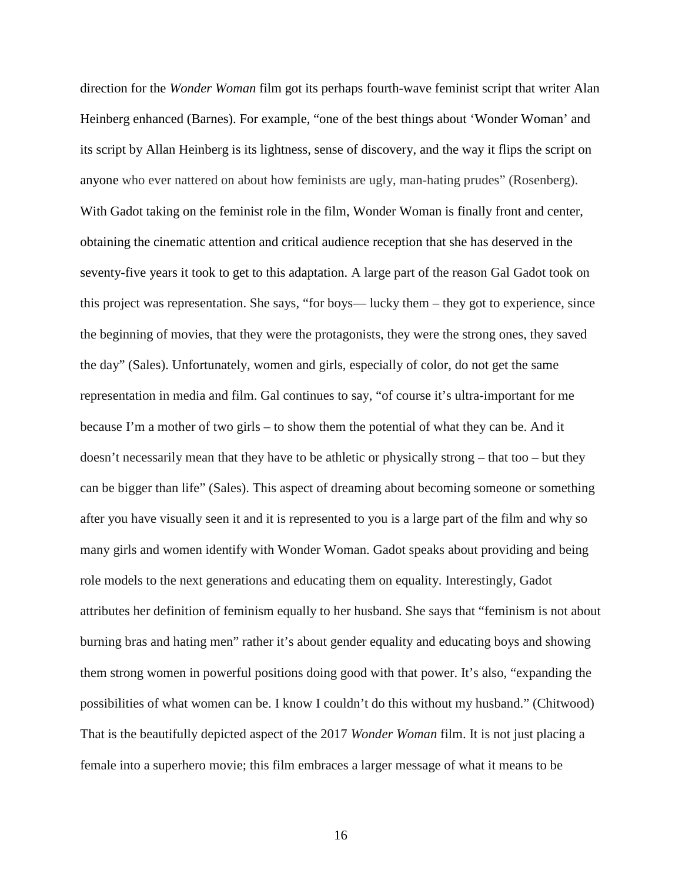direction for the *Wonder Woman* film got its perhaps fourth-wave feminist script that writer Alan Heinberg enhanced (Barnes). For example, “one of the best things about ‘Wonder Woman’ and its script by Allan Heinberg is its lightness, sense of discovery, and the way it flips the script on anyone who ever nattered on about how feminists are ugly, man-hating prudes” (Rosenberg). With Gadot taking on the feminist role in the film, Wonder Woman is finally front and center, obtaining the cinematic attention and critical audience reception that she has deserved in the seventy-five years it took to get to this adaptation. A large part of the reason Gal Gadot took on this project was representation. She says, “for boys— lucky them – they got to experience, since the beginning of movies, that they were the protagonists, they were the strong ones, they saved the day” (Sales). Unfortunately, women and girls, especially of color, do not get the same representation in media and film. Gal continues to say, “of course it’s ultra-important for me because I’m a mother of two girls – to show them the potential of what they can be. And it doesn’t necessarily mean that they have to be athletic or physically strong – that too – but they can be bigger than life” (Sales). This aspect of dreaming about becoming someone or something after you have visually seen it and it is represented to you is a large part of the film and why so many girls and women identify with Wonder Woman. Gadot speaks about providing and being role models to the next generations and educating them on equality. Interestingly, Gadot attributes her definition of feminism equally to her husband. She says that “feminism is not about burning bras and hating men” rather it’s about gender equality and educating boys and showing them strong women in powerful positions doing good with that power. It’s also, “expanding the possibilities of what women can be. I know I couldn’t do this without my husband.” (Chitwood) That is the beautifully depicted aspect of the 2017 *Wonder Woman* film. It is not just placing a female into a superhero movie; this film embraces a larger message of what it means to be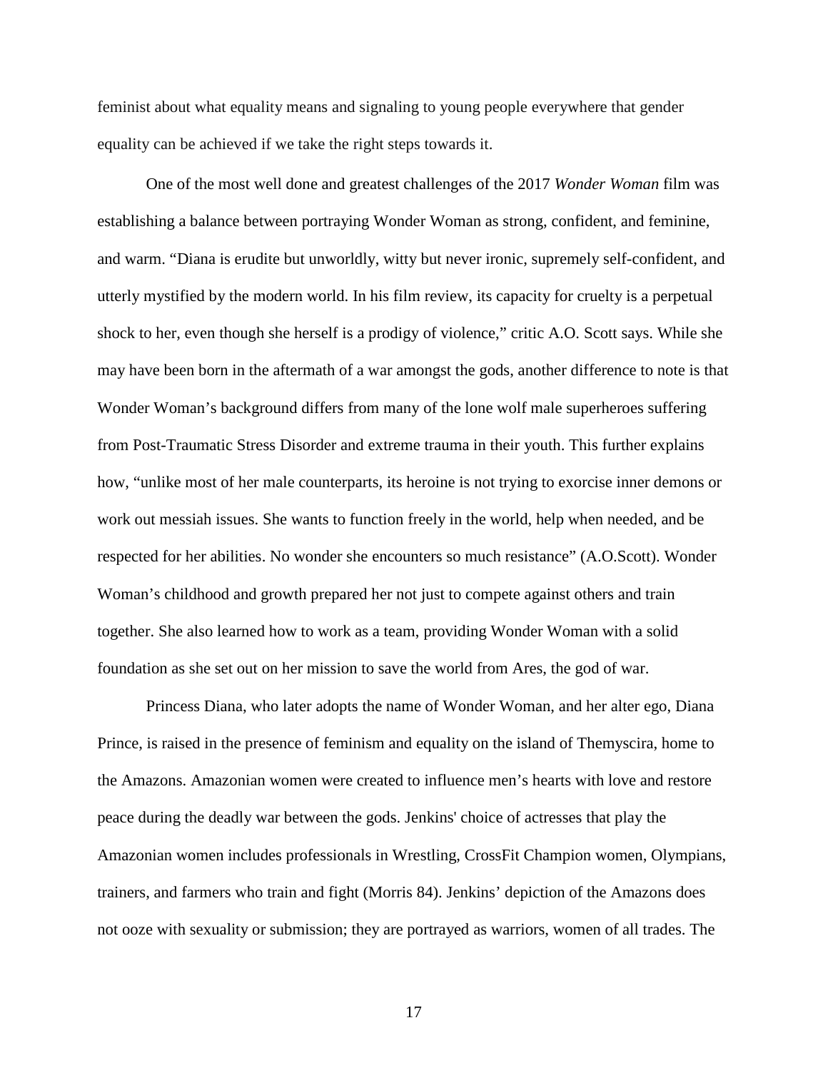feminist about what equality means and signaling to young people everywhere that gender equality can be achieved if we take the right steps towards it.

One of the most well done and greatest challenges of the 2017 *Wonder Woman* film was establishing a balance between portraying Wonder Woman as strong, confident, and feminine, and warm. "Diana is erudite but unworldly, witty but never ironic, supremely self-confident, and utterly mystified by the modern world. In his film review, its capacity for cruelty is a perpetual shock to her, even though she herself is a prodigy of violence," critic A.O. Scott says. While she may have been born in the aftermath of a war amongst the gods, another difference to note is that Wonder Woman's background differs from many of the lone wolf male superheroes suffering from Post-Traumatic Stress Disorder and extreme trauma in their youth. This further explains how, "unlike most of her male counterparts, its heroine is not trying to exorcise inner demons or work out messiah issues. She wants to function freely in the world, help when needed, and be respected for her abilities. No wonder she encounters so much resistance" (A.O.Scott). Wonder Woman's childhood and growth prepared her not just to compete against others and train together. She also learned how to work as a team, providing Wonder Woman with a solid foundation as she set out on her mission to save the world from Ares, the god of war.

Princess Diana, who later adopts the name of Wonder Woman, and her alter ego, Diana Prince, is raised in the presence of feminism and equality on the island of Themyscira, home to the Amazons. Amazonian women were created to influence men's hearts with love and restore peace during the deadly war between the gods. Jenkins' choice of actresses that play the Amazonian women includes professionals in Wrestling, CrossFit Champion women, Olympians, trainers, and farmers who train and fight (Morris 84). Jenkins' depiction of the Amazons does not ooze with sexuality or submission; they are portrayed as warriors, women of all trades. The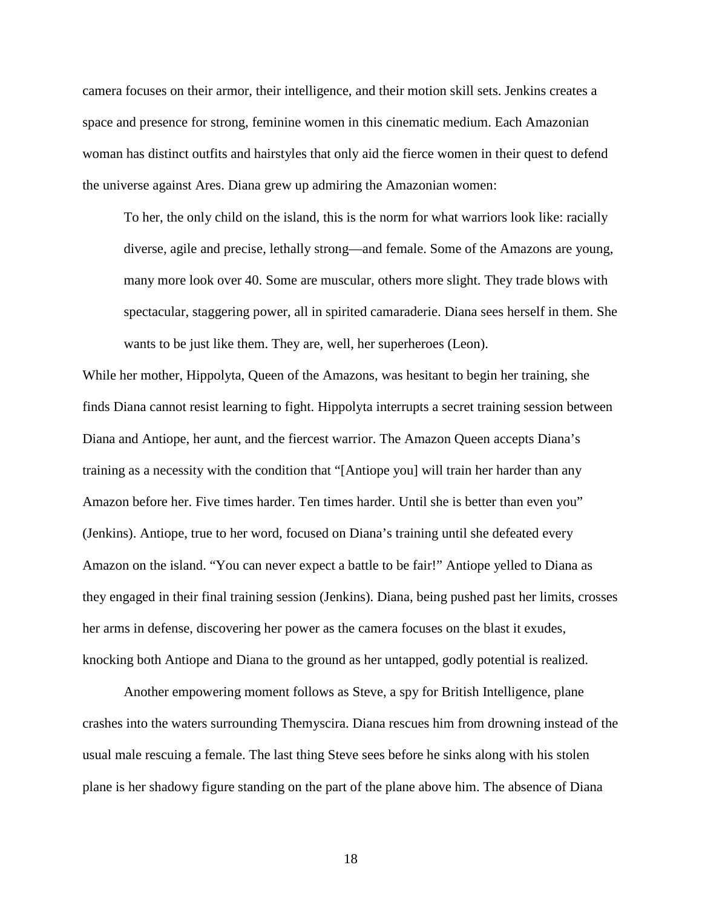camera focuses on their armor, their intelligence, and their motion skill sets. Jenkins creates a space and presence for strong, feminine women in this cinematic medium. Each Amazonian woman has distinct outfits and hairstyles that only aid the fierce women in their quest to defend the universe against Ares. Diana grew up admiring the Amazonian women:

> To her, the only child on the island, this is the norm for what warriors look like: racially diverse, agile and precise, lethally strong—and female. Some of the Amazons are young, many more look over 40. Some are muscular, others more slight. They trade blows with spectacular, staggering power, all in spirited camaraderie. Diana sees herself in them. She wants to be just like them. They are, well, her superheroes (Leon).

While her mother, Hippolyta, Queen of the Amazons, was hesitant to begin her training, she finds Diana cannot resist learning to fight. Hippolyta interrupts a secret training session between Diana and Antiope, her aunt, and the fiercest warrior. The Amazon Queen accepts Diana's training as a necessity with the condition that "[Antiope you] will train her harder than any Amazon before her. Five times harder. Ten times harder. Until she is better than even you" (Jenkins). Antiope, true to her word, focused on Diana's training until she defeated every Amazon on the island. "You can never expect a battle to be fair!" Antiope yelled to Diana as they engaged in their final training session (Jenkins). Diana, being pushed past her limits, crosses her arms in defense, discovering her power as the camera focuses on the blast it exudes, knocking both Antiope and Diana to the ground as her untapped, godly potential is realized.

Another empowering moment follows as Steve, a spy for British Intelligence, plane crashes into the waters surrounding Themyscira. Diana rescues him from drowning instead of the usual male rescuing a female. The last thing Steve sees before he sinks along with his stolen plane is her shadowy figure standing on the part of the plane above him. The absence of Diana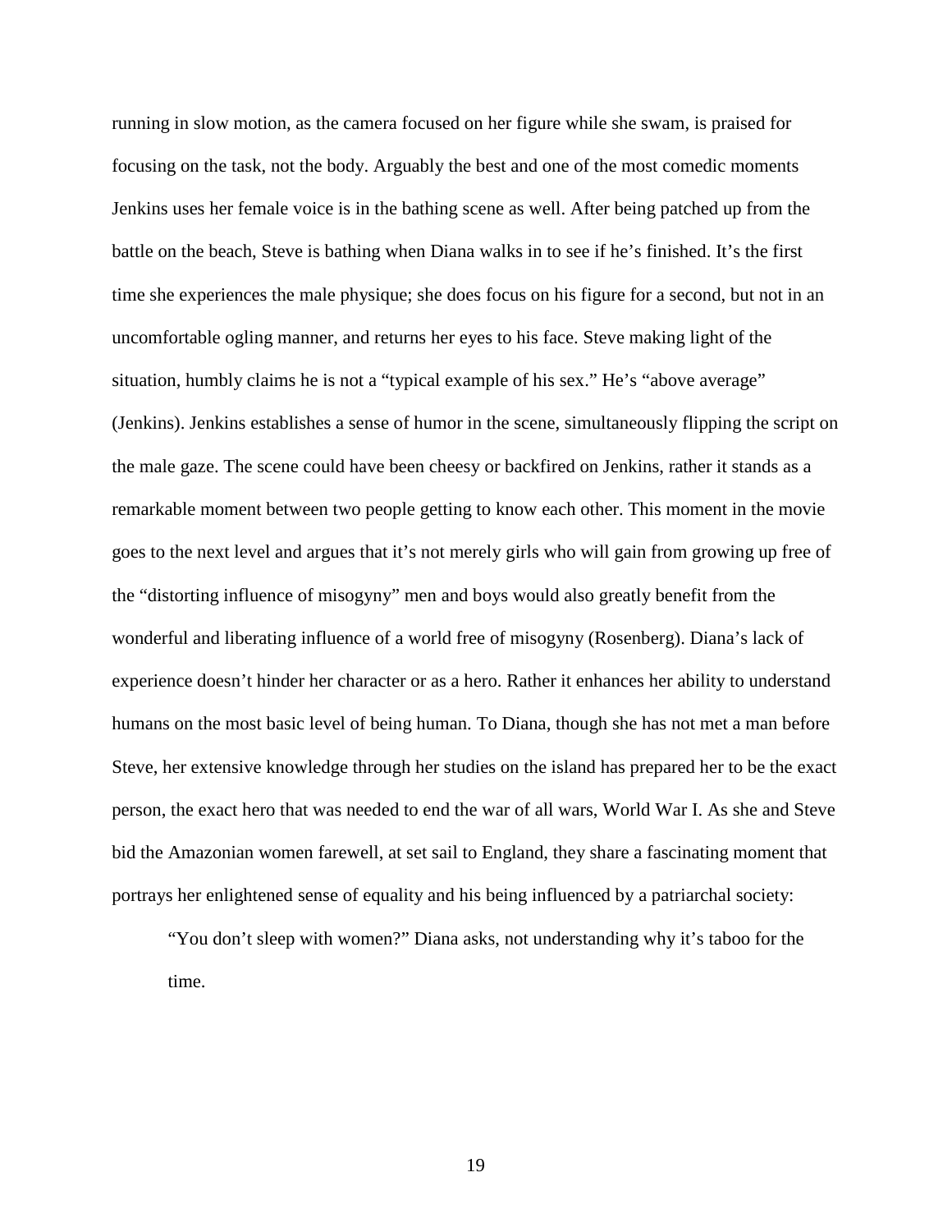running in slow motion, as the camera focused on her figure while she swam, is praised for focusing on the task, not the body. Arguably the best and one of the most comedic moments Jenkins uses her female voice is in the bathing scene as well. After being patched up from the battle on the beach, Steve is bathing when Diana walks in to see if he's finished. It's the first time she experiences the male physique; she does focus on his figure for a second, but not in an uncomfortable ogling manner, and returns her eyes to his face. Steve making light of the situation, humbly claims he is not a "typical example of his sex." He's "above average" (Jenkins). Jenkins establishes a sense of humor in the scene, simultaneously flipping the script on the male gaze. The scene could have been cheesy or backfired on Jenkins, rather it stands as a remarkable moment between two people getting to know each other. This moment in the movie goes to the next level and argues that it's not merely girls who will gain from growing up free of the "distorting influence of misogyny" men and boys would also greatly benefit from the wonderful and liberating influence of a world free of misogyny (Rosenberg). Diana's lack of experience doesn't hinder her character or as a hero. Rather it enhances her ability to understand humans on the most basic level of being human. To Diana, though she has not met a man before Steve, her extensive knowledge through her studies on the island has prepared her to be the exact person, the exact hero that was needed to end the war of all wars, World War I. As she and Steve bid the Amazonian women farewell, at set sail to England, they share a fascinating moment that portrays her enlightened sense of equality and his being influenced by a patriarchal society:

> "You don't sleep with women?" Diana asks, not understanding why it's taboo for the time.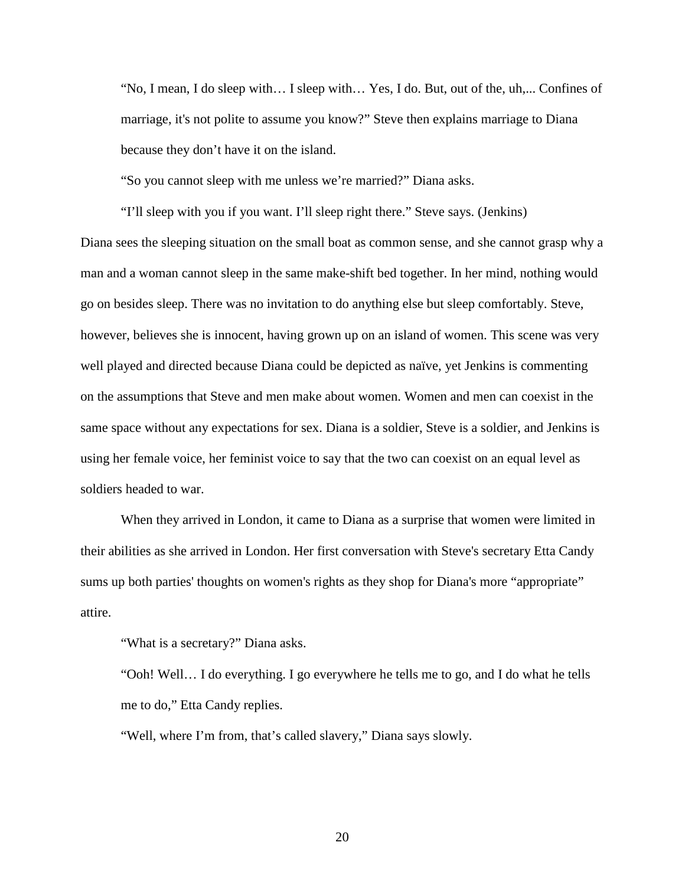"No, I mean, I do sleep with… I sleep with… Yes, I do. But, out of the, uh,... Confines of marriage, it's not polite to assume you know?" Steve then explains marriage to Diana because they don't have it on the island.

"So you cannot sleep with me unless we're married?" Diana asks.

"I'll sleep with you if you want. I'll sleep right there." Steve says. (Jenkins)

Diana sees the sleeping situation on the small boat as common sense, and she cannot grasp why a man and a woman cannot sleep in the same make-shift bed together. In her mind, nothing would go on besides sleep. There was no invitation to do anything else but sleep comfortably. Steve, however, believes she is innocent, having grown up on an island of women. This scene was very well played and directed because Diana could be depicted as naïve, yet Jenkins is commenting on the assumptions that Steve and men make about women. Women and men can coexist in the same space without any expectations for sex. Diana is a soldier, Steve is a soldier, and Jenkins is using her female voice, her feminist voice to say that the two can coexist on an equal level as soldiers headed to war.

When they arrived in London, it came to Diana as a surprise that women were limited in their abilities as she arrived in London. Her first conversation with Steve's secretary Etta Candy sums up both parties' thoughts on women's rights as they shop for Diana's more "appropriate" attire.

"What is a secretary?" Diana asks.

"Ooh! Well… I do everything. I go everywhere he tells me to go, and I do what he tells me to do," Etta Candy replies.

"Well, where I'm from, that's called slavery," Diana says slowly.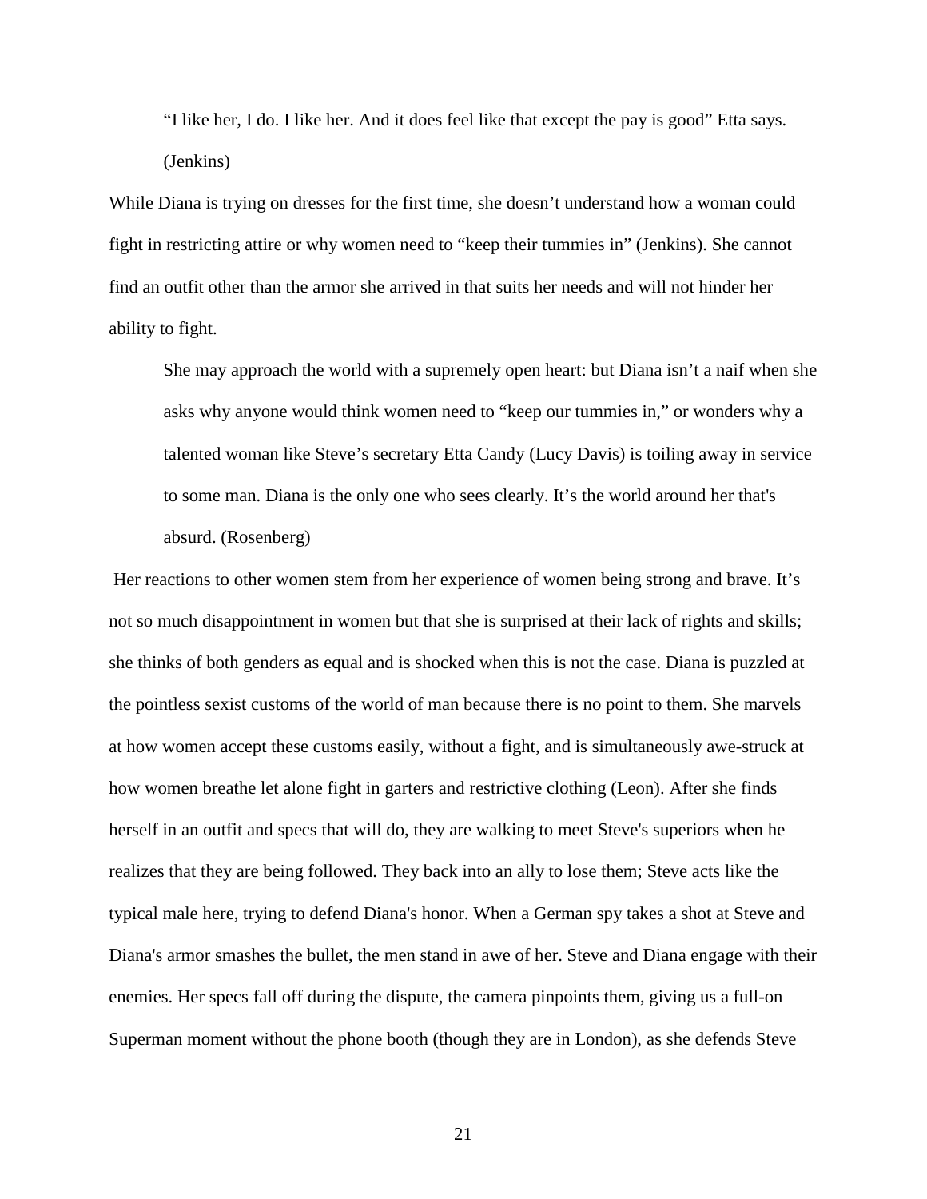> "I like her, I do. I like her. And it does feel like that except the pay is good" Etta says. (Jenkins)

While Diana is trying on dresses for the first time, she doesn't understand how a woman could fight in restricting attire or why women need to "keep their tummies in" (Jenkins). She cannot find an outfit other than the armor she arrived in that suits her needs and will not hinder her ability to fight.

> She may approach the world with a supremely open heart: but Diana isn't a naif when she asks why anyone would think women need to "keep our tummies in," or wonders why a talented woman like Steve's secretary Etta Candy (Lucy Davis) is toiling away in service to some man. Diana is the only one who sees clearly. It's the world around her that's absurd. (Rosenberg)

Her reactions to other women stem from her experience of women being strong and brave. It's not so much disappointment in women but that she is surprised at their lack of rights and skills; she thinks of both genders as equal and is shocked when this is not the case. Diana is puzzled at the pointless sexist customs of the world of man because there is no point to them. She marvels at how women accept these customs easily, without a fight, and is simultaneously awe-struck at how women breathe let alone fight in garters and restrictive clothing (Leon). After she finds herself in an outfit and specs that will do, they are walking to meet Steve's superiors when he realizes that they are being followed. They back into an ally to lose them; Steve acts like the typical male here, trying to defend Diana's honor. When a German spy takes a shot at Steve and Diana's armor smashes the bullet, the men stand in awe of her. Steve and Diana engage with their enemies. Her specs fall off during the dispute, the camera pinpoints them, giving us a full-on Superman moment without the phone booth (though they are in London), as she defends Steve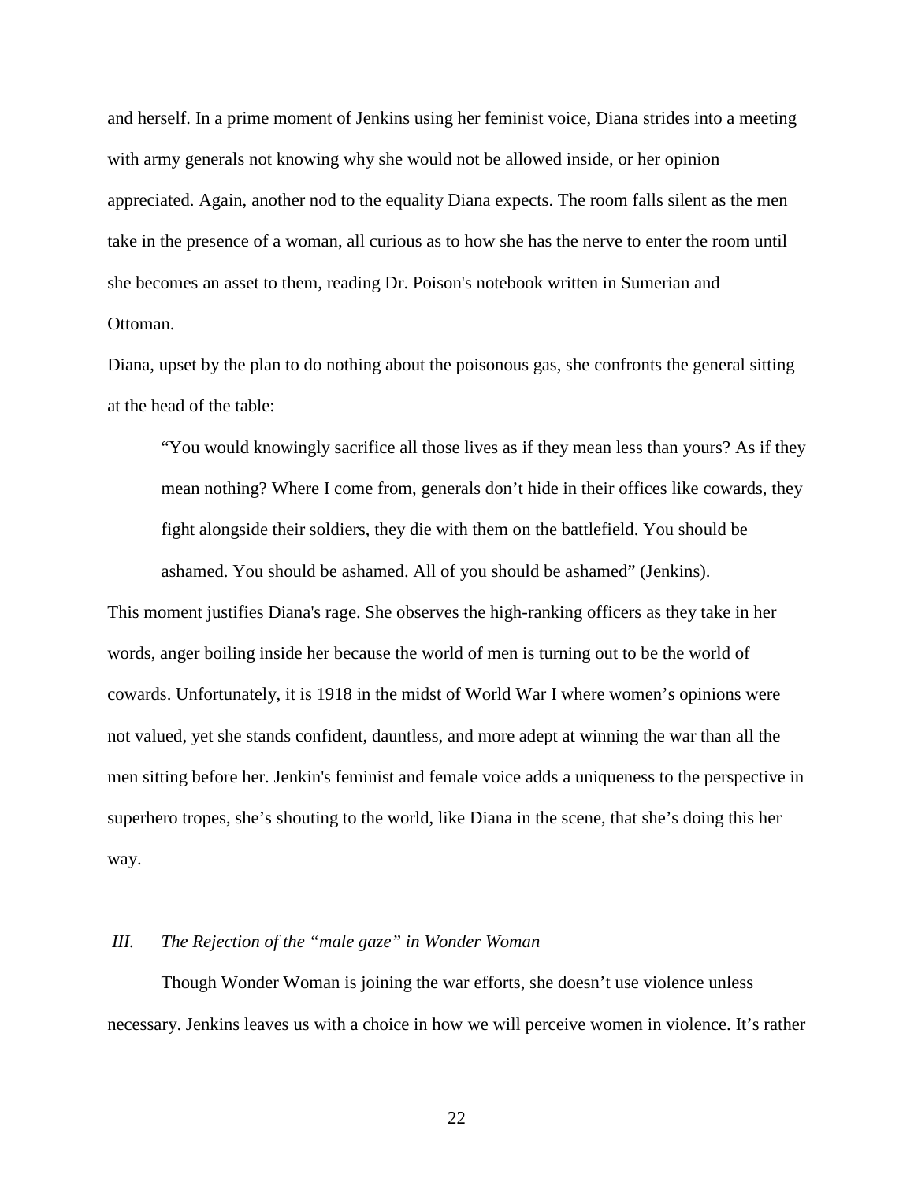and herself. In a prime moment of Jenkins using her feminist voice, Diana strides into a meeting with army generals not knowing why she would not be allowed inside, or her opinion appreciated. Again, another nod to the equality Diana expects. The room falls silent as the men take in the presence of a woman, all curious as to how she has the nerve to enter the room until she becomes an asset to them, reading Dr. Poison's notebook written in Sumerian and Ottoman.

Diana, upset by the plan to do nothing about the poisonous gas, she confronts the general sitting at the head of the table:

> "You would knowingly sacrifice all those lives as if they mean less than yours? As if they mean nothing? Where I come from, generals don't hide in their offices like cowards, they fight alongside their soldiers, they die with them on the battlefield. You should be ashamed. You should be ashamed. All of you should be ashamed" (Jenkins).

This moment justifies Diana's rage. She observes the high-ranking officers as they take in her words, anger boiling inside her because the world of men is turning out to be the world of cowards. Unfortunately, it is 1918 in the midst of World War I where women's opinions were not valued, yet she stands confident, dauntless, and more adept at winning the war than all the men sitting before her. Jenkin's feminist and female voice adds a uniqueness to the perspective in superhero tropes, she's shouting to the world, like Diana in the scene, that she's doing this her way.

### *III. The Rejection of the "male gaze" in Wonder Woman*

Though Wonder Woman is joining the war efforts, she doesn't use violence unless necessary. Jenkins leaves us with a choice in how we will perceive women in violence. It's rather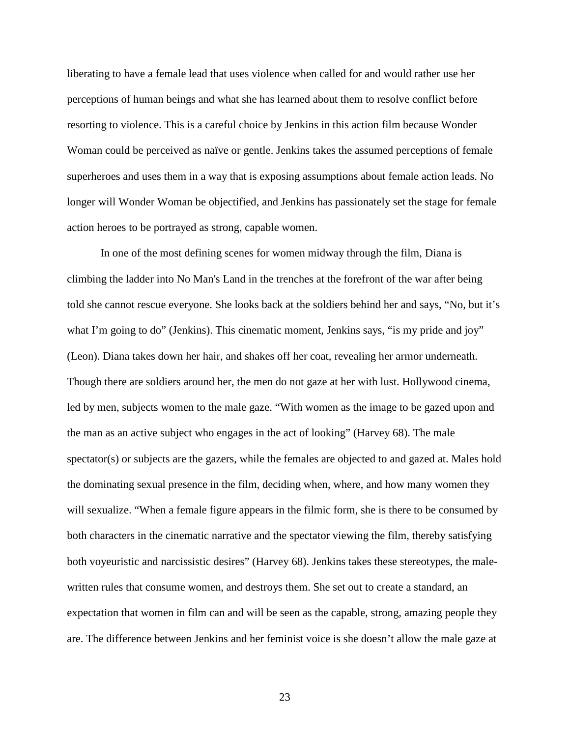liberating to have a female lead that uses violence when called for and would rather use her perceptions of human beings and what she has learned about them to resolve conflict before resorting to violence. This is a careful choice by Jenkins in this action film because Wonder Woman could be perceived as naïve or gentle. Jenkins takes the assumed perceptions of female superheroes and uses them in a way that is exposing assumptions about female action leads. No longer will Wonder Woman be objectified, and Jenkins has passionately set the stage for female action heroes to be portrayed as strong, capable women.

In one of the most defining scenes for women midway through the film, Diana is climbing the ladder into No Man's Land in the trenches at the forefront of the war after being told she cannot rescue everyone. She looks back at the soldiers behind her and says, "No, but it's what I'm going to do" (Jenkins). This cinematic moment, Jenkins says, "is my pride and joy" (Leon). Diana takes down her hair, and shakes off her coat, revealing her armor underneath. Though there are soldiers around her, the men do not gaze at her with lust. Hollywood cinema, led by men, subjects women to the male gaze. "With women as the image to be gazed upon and the man as an active subject who engages in the act of looking" (Harvey 68). The male spectator(s) or subjects are the gazers, while the females are objected to and gazed at. Males hold the dominating sexual presence in the film, deciding when, where, and how many women they will sexualize. "When a female figure appears in the filmic form, she is there to be consumed by both characters in the cinematic narrative and the spectator viewing the film, thereby satisfying both voyeuristic and narcissistic desires" (Harvey 68). Jenkins takes these stereotypes, the male-written rules that consume women, and destroys them. She set out to create a standard, an expectation that women in film can and will be seen as the capable, strong, amazing people they are. The difference between Jenkins and her feminist voice is she doesn't allow the male gaze at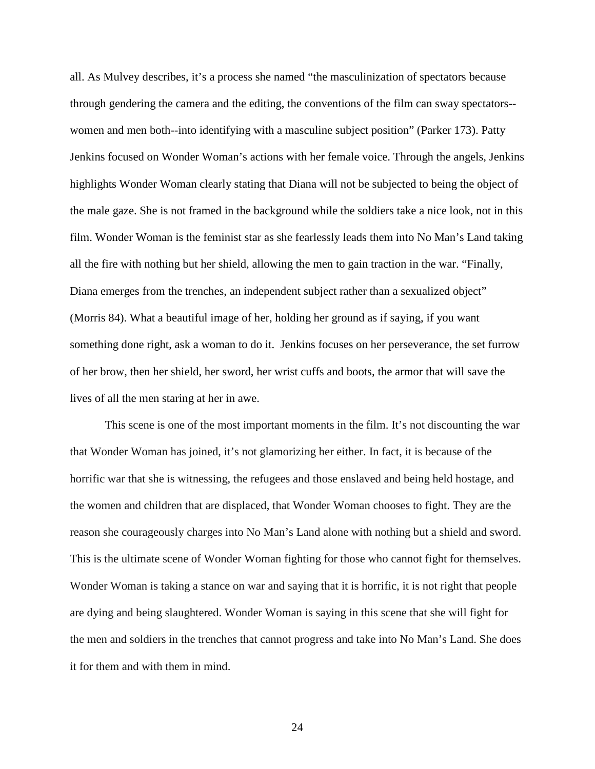all. As Mulvey describes, it's a process she named "the masculinization of spectators because through gendering the camera and the editing, the conventions of the film can sway spectators--women and men both--into identifying with a masculine subject position" (Parker 173). Patty Jenkins focused on Wonder Woman's actions with her female voice. Through the angels, Jenkins highlights Wonder Woman clearly stating that Diana will not be subjected to being the object of the male gaze. She is not framed in the background while the soldiers take a nice look, not in this film. Wonder Woman is the feminist star as she fearlessly leads them into No Man's Land taking all the fire with nothing but her shield, allowing the men to gain traction in the war. "Finally, Diana emerges from the trenches, an independent subject rather than a sexualized object" (Morris 84). What a beautiful image of her, holding her ground as if saying, if you want something done right, ask a woman to do it. Jenkins focuses on her perseverance, the set furrow of her brow, then her shield, her sword, her wrist cuffs and boots, the armor that will save the lives of all the men staring at her in awe.

This scene is one of the most important moments in the film. It's not discounting the war that Wonder Woman has joined, it's not glamorizing her either. In fact, it is because of the horrific war that she is witnessing, the refugees and those enslaved and being held hostage, and the women and children that are displaced, that Wonder Woman chooses to fight. They are the reason she courageously charges into No Man's Land alone with nothing but a shield and sword. This is the ultimate scene of Wonder Woman fighting for those who cannot fight for themselves. Wonder Woman is taking a stance on war and saying that it is horrific, it is not right that people are dying and being slaughtered. Wonder Woman is saying in this scene that she will fight for the men and soldiers in the trenches that cannot progress and take into No Man's Land. She does it for them and with them in mind.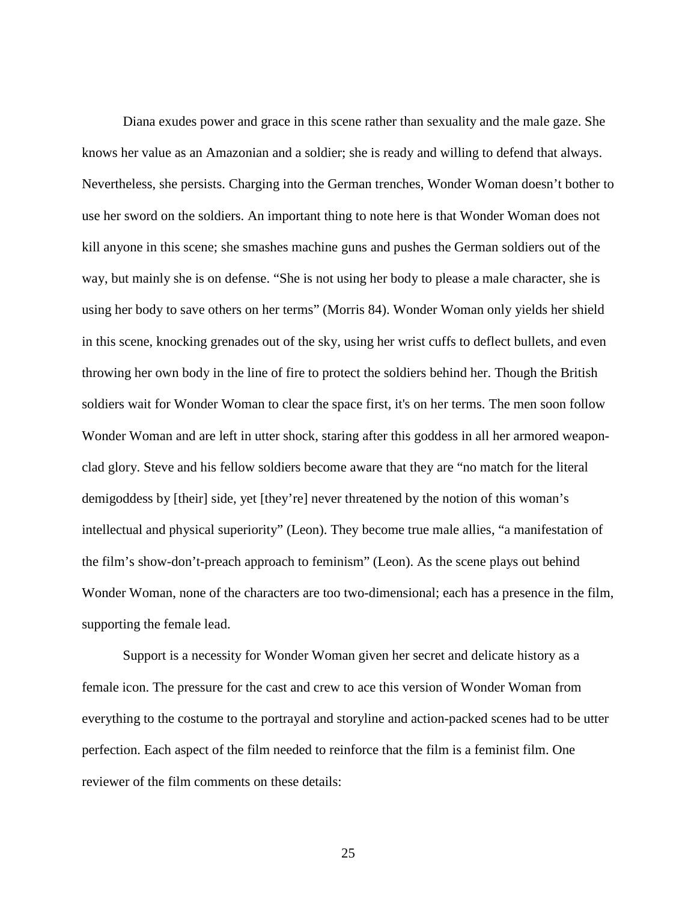Diana exudes power and grace in this scene rather than sexuality and the male gaze. She knows her value as an Amazonian and a soldier; she is ready and willing to defend that always. Nevertheless, she persists. Charging into the German trenches, Wonder Woman doesn't bother to use her sword on the soldiers. An important thing to note here is that Wonder Woman does not kill anyone in this scene; she smashes machine guns and pushes the German soldiers out of the way, but mainly she is on defense. "She is not using her body to please a male character, she is using her body to save others on her terms" (Morris 84). Wonder Woman only yields her shield in this scene, knocking grenades out of the sky, using her wrist cuffs to deflect bullets, and even throwing her own body in the line of fire to protect the soldiers behind her. Though the British soldiers wait for Wonder Woman to clear the space first, it's on her terms. The men soon follow Wonder Woman and are left in utter shock, staring after this goddess in all her armored weapon-clad glory. Steve and his fellow soldiers become aware that they are "no match for the literal demigoddess by [their] side, yet [they're] never threatened by the notion of this woman's intellectual and physical superiority" (Leon). They become true male allies, "a manifestation of the film's show-don't-preach approach to feminism" (Leon). As the scene plays out behind Wonder Woman, none of the characters are too two-dimensional; each has a presence in the film, supporting the female lead.

Support is a necessity for Wonder Woman given her secret and delicate history as a female icon. The pressure for the cast and crew to ace this version of Wonder Woman from everything to the costume to the portrayal and storyline and action-packed scenes had to be utter perfection. Each aspect of the film needed to reinforce that the film is a feminist film. One reviewer of the film comments on these details: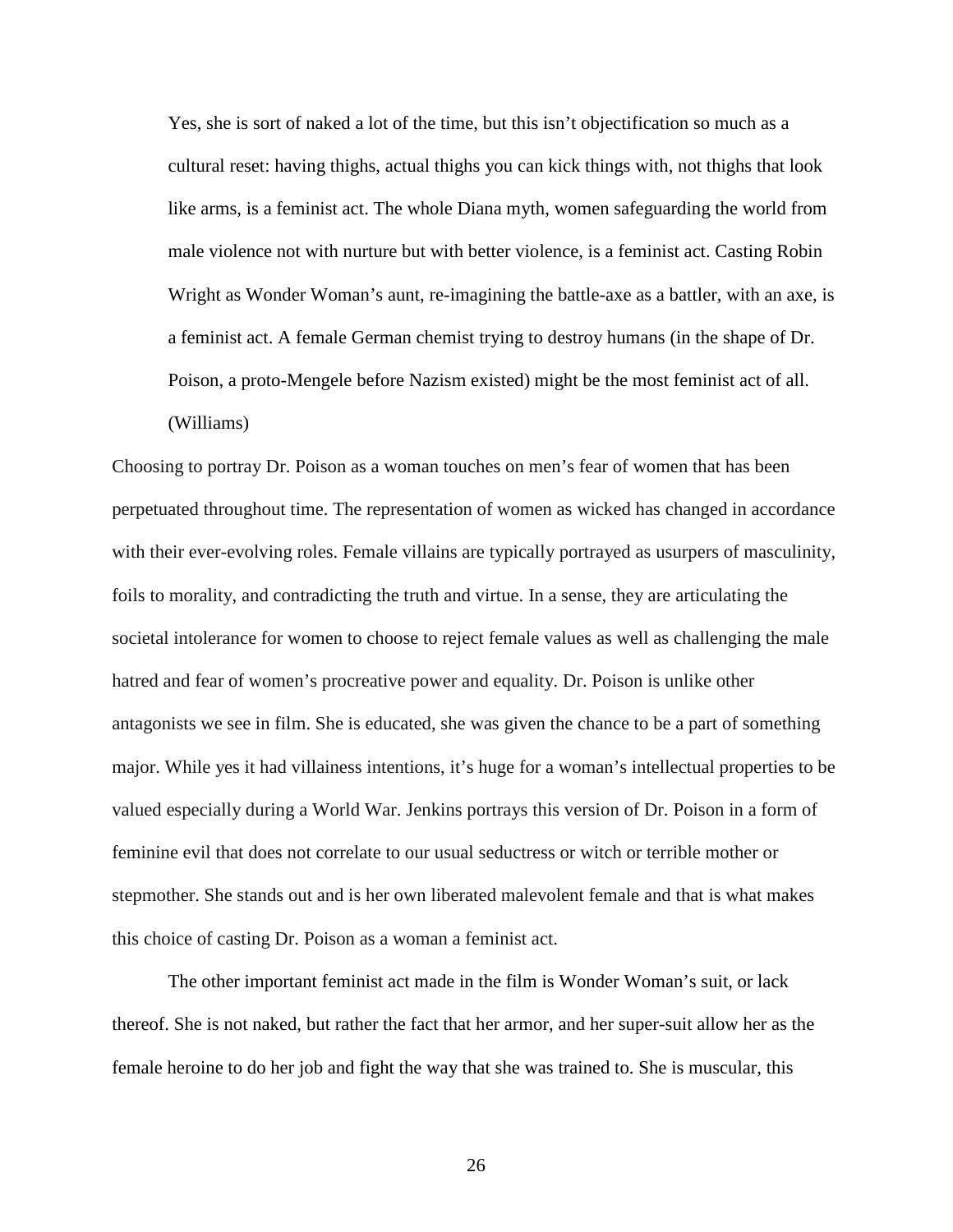> Yes, she is sort of naked a lot of the time, but this isn't objectification so much as a cultural reset: having thighs, actual thighs you can kick things with, not thighs that look like arms, is a feminist act. The whole Diana myth, women safeguarding the world from male violence not with nurture but with better violence, is a feminist act. Casting Robin Wright as Wonder Woman's aunt, re-imagining the battle-axe as a battler, with an axe, is a feminist act. A female German chemist trying to destroy humans (in the shape of Dr. Poison, a proto-Mengele before Nazism existed) might be the most feminist act of all. (Williams)

Choosing to portray Dr. Poison as a woman touches on men's fear of women that has been perpetuated throughout time. The representation of women as wicked has changed in accordance with their ever-evolving roles. Female villains are typically portrayed as usurpers of masculinity, foils to morality, and contradicting the truth and virtue. In a sense, they are articulating the societal intolerance for women to choose to reject female values as well as challenging the male hatred and fear of women's procreative power and equality. Dr. Poison is unlike other antagonists we see in film. She is educated, she was given the chance to be a part of something major. While yes it had villainess intentions, it's huge for a woman's intellectual properties to be valued especially during a World War. Jenkins portrays this version of Dr. Poison in a form of feminine evil that does not correlate to our usual seductress or witch or terrible mother or stepmother. She stands out and is her own liberated malevolent female and that is what makes this choice of casting Dr. Poison as a woman a feminist act.

The other important feminist act made in the film is Wonder Woman's suit, or lack thereof. She is not naked, but rather the fact that her armor, and her super-suit allow her as the female heroine to do her job and fight the way that she was trained to. She is muscular, this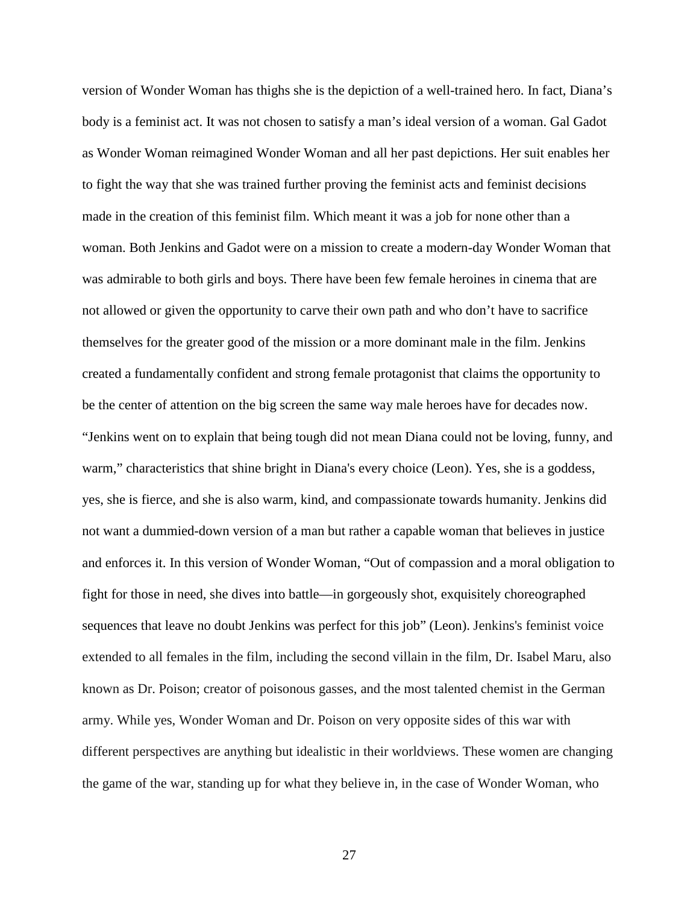version of Wonder Woman has thighs she is the depiction of a well-trained hero. In fact, Diana's body is a feminist act. It was not chosen to satisfy a man's ideal version of a woman. Gal Gadot as Wonder Woman reimagined Wonder Woman and all her past depictions. Her suit enables her to fight the way that she was trained further proving the feminist acts and feminist decisions made in the creation of this feminist film. Which meant it was a job for none other than a woman. Both Jenkins and Gadot were on a mission to create a modern-day Wonder Woman that was admirable to both girls and boys. There have been few female heroines in cinema that are not allowed or given the opportunity to carve their own path and who don't have to sacrifice themselves for the greater good of the mission or a more dominant male in the film. Jenkins created a fundamentally confident and strong female protagonist that claims the opportunity to be the center of attention on the big screen the same way male heroes have for decades now. "Jenkins went on to explain that being tough did not mean Diana could not be loving, funny, and warm," characteristics that shine bright in Diana's every choice (Leon). Yes, she is a goddess, yes, she is fierce, and she is also warm, kind, and compassionate towards humanity. Jenkins did not want a dummied-down version of a man but rather a capable woman that believes in justice and enforces it. In this version of Wonder Woman, "Out of compassion and a moral obligation to fight for those in need, she dives into battle—in gorgeously shot, exquisitely choreographed sequences that leave no doubt Jenkins was perfect for this job" (Leon). Jenkins's feminist voice extended to all females in the film, including the second villain in the film, Dr. Isabel Maru, also known as Dr. Poison; creator of poisonous gasses, and the most talented chemist in the German army. While yes, Wonder Woman and Dr. Poison on very opposite sides of this war with different perspectives are anything but idealistic in their worldviews. These women are changing the game of the war, standing up for what they believe in, in the case of Wonder Woman, who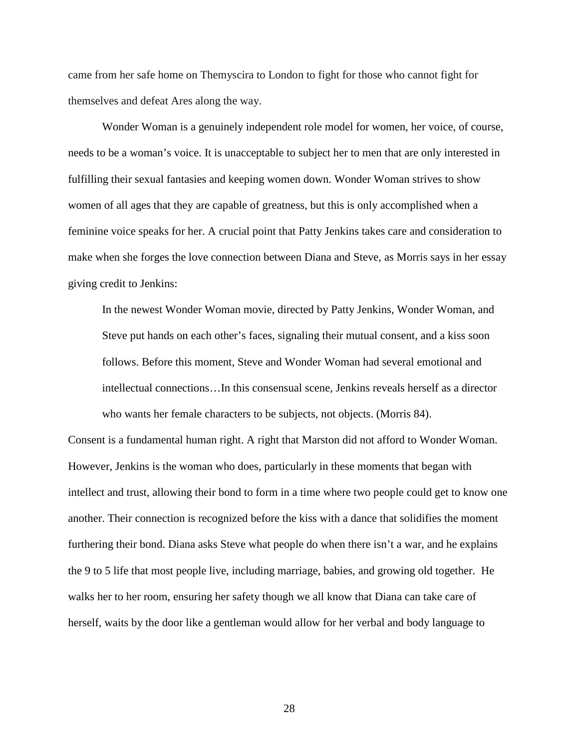came from her safe home on Themyscira to London to fight for those who cannot fight for themselves and defeat Ares along the way.

Wonder Woman is a genuinely independent role model for women, her voice, of course, needs to be a woman's voice. It is unacceptable to subject her to men that are only interested in fulfilling their sexual fantasies and keeping women down. Wonder Woman strives to show women of all ages that they are capable of greatness, but this is only accomplished when a feminine voice speaks for her. A crucial point that Patty Jenkins takes care and consideration to make when she forges the love connection between Diana and Steve, as Morris says in her essay giving credit to Jenkins:

> In the newest Wonder Woman movie, directed by Patty Jenkins, Wonder Woman, and Steve put hands on each other's faces, signaling their mutual consent, and a kiss soon follows. Before this moment, Steve and Wonder Woman had several emotional and intellectual connections…In this consensual scene, Jenkins reveals herself as a director who wants her female characters to be subjects, not objects. (Morris 84).

Consent is a fundamental human right. A right that Marston did not afford to Wonder Woman. However, Jenkins is the woman who does, particularly in these moments that began with intellect and trust, allowing their bond to form in a time where two people could get to know one another. Their connection is recognized before the kiss with a dance that solidifies the moment furthering their bond. Diana asks Steve what people do when there isn't a war, and he explains the 9 to 5 life that most people live, including marriage, babies, and growing old together. He walks her to her room, ensuring her safety though we all know that Diana can take care of herself, waits by the door like a gentleman would allow for her verbal and body language to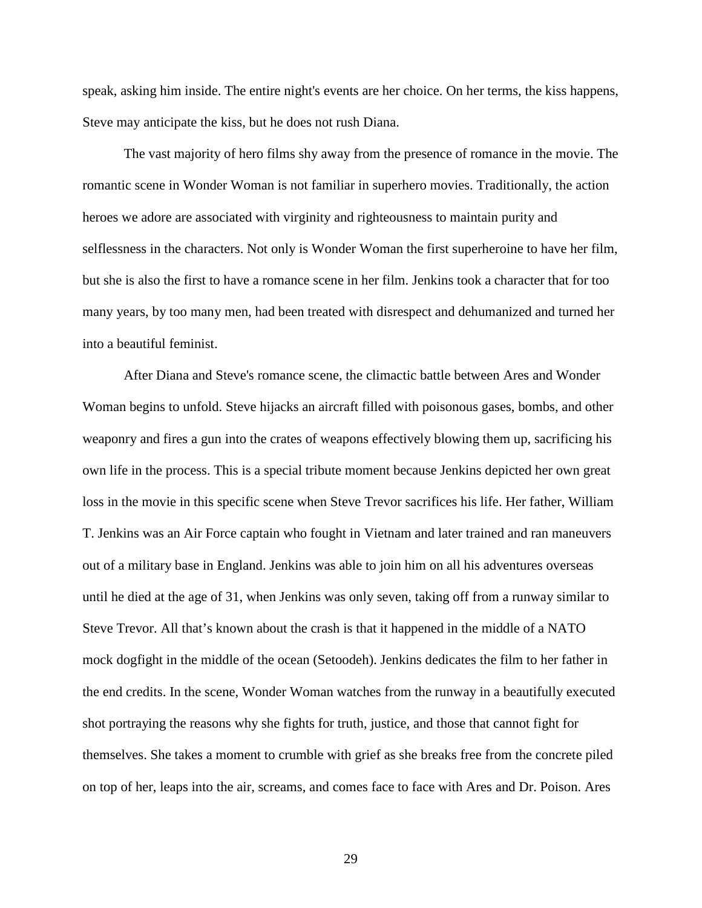speak, asking him inside. The entire night's events are her choice. On her terms, the kiss happens, Steve may anticipate the kiss, but he does not rush Diana.

The vast majority of hero films shy away from the presence of romance in the movie. The romantic scene in Wonder Woman is not familiar in superhero movies. Traditionally, the action heroes we adore are associated with virginity and righteousness to maintain purity and selflessness in the characters. Not only is Wonder Woman the first superheroine to have her film, but she is also the first to have a romance scene in her film. Jenkins took a character that for too many years, by too many men, had been treated with disrespect and dehumanized and turned her into a beautiful feminist.

After Diana and Steve's romance scene, the climactic battle between Ares and Wonder Woman begins to unfold. Steve hijacks an aircraft filled with poisonous gases, bombs, and other weaponry and fires a gun into the crates of weapons effectively blowing them up, sacrificing his own life in the process. This is a special tribute moment because Jenkins depicted her own great loss in the movie in this specific scene when Steve Trevor sacrifices his life. Her father, William T. Jenkins was an Air Force captain who fought in Vietnam and later trained and ran maneuvers out of a military base in England. Jenkins was able to join him on all his adventures overseas until he died at the age of 31, when Jenkins was only seven, taking off from a runway similar to Steve Trevor. All that's known about the crash is that it happened in the middle of a NATO mock dogfight in the middle of the ocean (Setoodeh). Jenkins dedicates the film to her father in the end credits. In the scene, Wonder Woman watches from the runway in a beautifully executed shot portraying the reasons why she fights for truth, justice, and those that cannot fight for themselves. She takes a moment to crumble with grief as she breaks free from the concrete piled on top of her, leaps into the air, screams, and comes face to face with Ares and Dr. Poison. Ares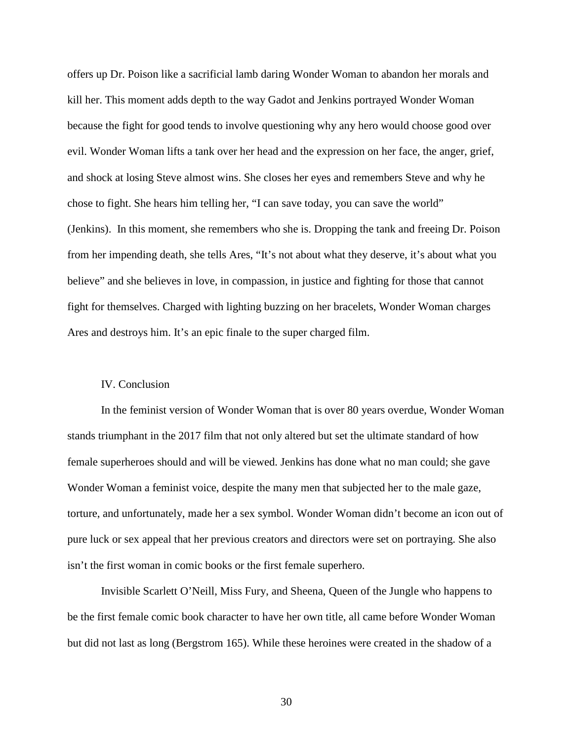offers up Dr. Poison like a sacrificial lamb daring Wonder Woman to abandon her morals and kill her. This moment adds depth to the way Gadot and Jenkins portrayed Wonder Woman because the fight for good tends to involve questioning why any hero would choose good over evil. Wonder Woman lifts a tank over her head and the expression on her face, the anger, grief, and shock at losing Steve almost wins. She closes her eyes and remembers Steve and why he chose to fight. She hears him telling her, "I can save today, you can save the world" (Jenkins). In this moment, she remembers who she is. Dropping the tank and freeing Dr. Poison from her impending death, she tells Ares, "It's not about what they deserve, it's about what you believe" and she believes in love, in compassion, in justice and fighting for those that cannot fight for themselves. Charged with lighting buzzing on her bracelets, Wonder Woman charges Ares and destroys him. It's an epic finale to the super charged film.

## IV. Conclusion

In the feminist version of Wonder Woman that is over 80 years overdue, Wonder Woman stands triumphant in the 2017 film that not only altered but set the ultimate standard of how female superheroes should and will be viewed. Jenkins has done what no man could; she gave Wonder Woman a feminist voice, despite the many men that subjected her to the male gaze, torture, and unfortunately, made her a sex symbol. Wonder Woman didn't become an icon out of pure luck or sex appeal that her previous creators and directors were set on portraying. She also isn't the first woman in comic books or the first female superhero.

Invisible Scarlett O'Neill, Miss Fury, and Sheena, Queen of the Jungle who happens to be the first female comic book character to have her own title, all came before Wonder Woman but did not last as long (Bergstrom 165). While these heroines were created in the shadow of a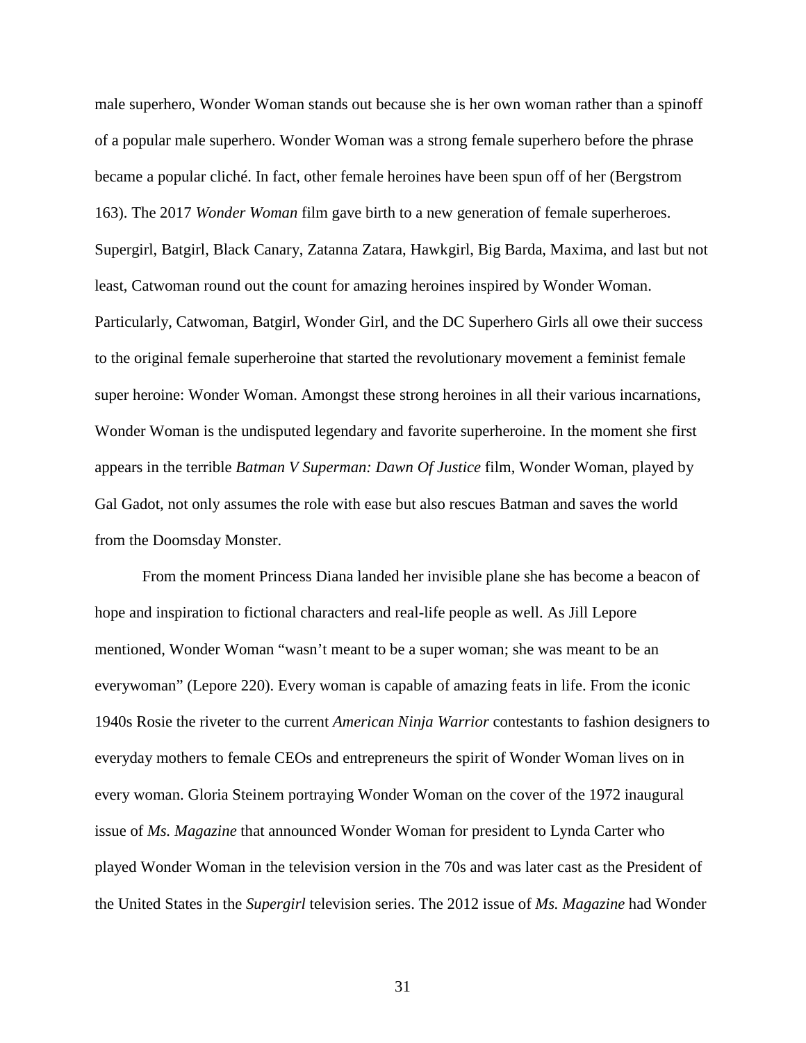male superhero, Wonder Woman stands out because she is her own woman rather than a spinoff of a popular male superhero. Wonder Woman was a strong female superhero before the phrase became a popular cliché. In fact, other female heroines have been spun off of her (Bergstrom 163). The 2017 *Wonder Woman* film gave birth to a new generation of female superheroes. Supergirl, Batgirl, Black Canary, Zatanna Zatara, Hawkgirl, Big Barda, Maxima, and last but not least, Catwoman round out the count for amazing heroines inspired by Wonder Woman. Particularly, Catwoman, Batgirl, Wonder Girl, and the DC Superhero Girls all owe their success to the original female superheroine that started the revolutionary movement a feminist female super heroine: Wonder Woman. Amongst these strong heroines in all their various incarnations, Wonder Woman is the undisputed legendary and favorite superheroine. In the moment she first appears in the terrible *Batman V Superman: Dawn Of Justice* film, Wonder Woman, played by Gal Gadot, not only assumes the role with ease but also rescues Batman and saves the world from the Doomsday Monster.

From the moment Princess Diana landed her invisible plane she has become a beacon of hope and inspiration to fictional characters and real-life people as well. As Jill Lepore mentioned, Wonder Woman "wasn't meant to be a super woman; she was meant to be an everywoman" (Lepore 220). Every woman is capable of amazing feats in life. From the iconic 1940s Rosie the riveter to the current *American Ninja Warrior* contestants to fashion designers to everyday mothers to female CEOs and entrepreneurs the spirit of Wonder Woman lives on in every woman. Gloria Steinem portraying Wonder Woman on the cover of the 1972 inaugural issue of *Ms. Magazine* that announced Wonder Woman for president to Lynda Carter who played Wonder Woman in the television version in the 70s and was later cast as the President of the United States in the *Supergirl* television series. The 2012 issue of *Ms. Magazine* had Wonder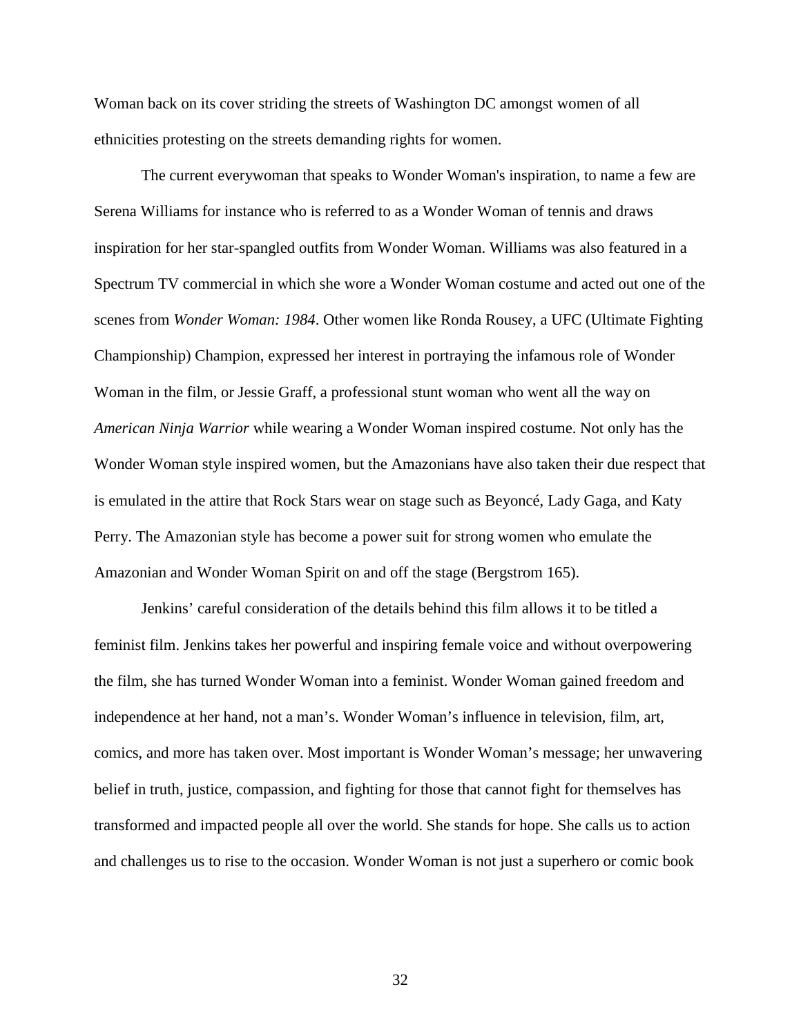Woman back on its cover striding the streets of Washington DC amongst women of all ethnicities protesting on the streets demanding rights for women.

The current everywoman that speaks to Wonder Woman's inspiration, to name a few are Serena Williams for instance who is referred to as a Wonder Woman of tennis and draws inspiration for her star-spangled outfits from Wonder Woman. Williams was also featured in a Spectrum TV commercial in which she wore a Wonder Woman costume and acted out one of the scenes from *Wonder Woman: 1984*. Other women like Ronda Rousey, a UFC (Ultimate Fighting Championship) Champion, expressed her interest in portraying the infamous role of Wonder Woman in the film, or Jessie Graff, a professional stunt woman who went all the way on *American Ninja Warrior* while wearing a Wonder Woman inspired costume. Not only has the Wonder Woman style inspired women, but the Amazonians have also taken their due respect that is emulated in the attire that Rock Stars wear on stage such as Beyoncé, Lady Gaga, and Katy Perry. The Amazonian style has become a power suit for strong women who emulate the Amazonian and Wonder Woman Spirit on and off the stage (Bergstrom 165).

Jenkins' careful consideration of the details behind this film allows it to be titled a feminist film. Jenkins takes her powerful and inspiring female voice and without overpowering the film, she has turned Wonder Woman into a feminist. Wonder Woman gained freedom and independence at her hand, not a man's. Wonder Woman's influence in television, film, art, comics, and more has taken over. Most important is Wonder Woman's message; her unwavering belief in truth, justice, compassion, and fighting for those that cannot fight for themselves has transformed and impacted people all over the world. She stands for hope. She calls us to action and challenges us to rise to the occasion. Wonder Woman is not just a superhero or comic book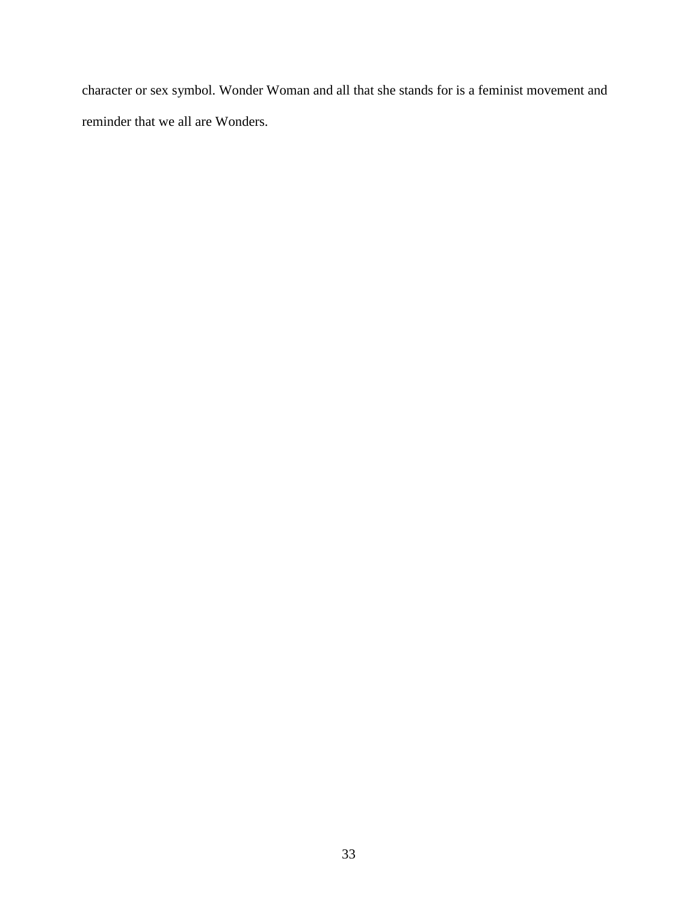character or sex symbol. Wonder Woman and all that she stands for is a feminist movement and reminder that we all are Wonders.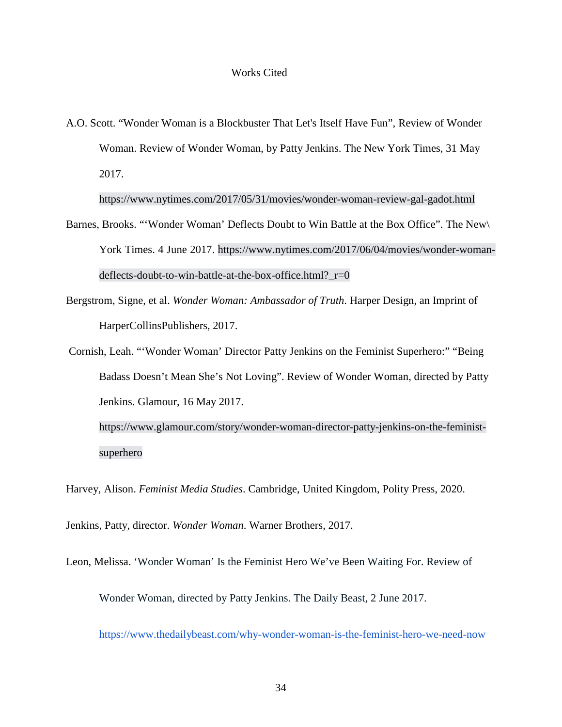# Works Cited

A.O. Scott. "Wonder Woman is a Blockbuster That Let's Itself Have Fun", Review of Wonder Woman. Review of Wonder Woman, by Patty Jenkins. The New York Times, 31 May 2017. https://www.nytimes.com/2017/05/31/movies/wonder-woman-review-gal-gadot.html

Barnes, Brooks. "'Wonder Woman' Deflects Doubt to Win Battle at the Box Office". The New\ York Times. 4 June 2017. https://www.nytimes.com/2017/06/04/movies/wonder-woman-deflects-doubt-to-win-battle-at-the-box-office.html?_r=0

Bergstrom, Signe, et al. *Wonder Woman: Ambassador of Truth*. Harper Design, an Imprint of HarperCollinsPublishers, 2017.

Cornish, Leah. "'Wonder Woman' Director Patty Jenkins on the Feminist Superhero:" "Being Badass Doesn't Mean She's Not Loving". Review of Wonder Woman, directed by Patty Jenkins. Glamour, 16 May 2017. https://www.glamour.com/story/wonder-woman-director-patty-jenkins-on-the-feminist-superhero

Harvey, Alison. *Feminist Media Studies*. Cambridge, United Kingdom, Polity Press, 2020.

Jenkins, Patty, director. *Wonder Woman*. Warner Brothers, 2017.

Leon, Melissa. 'Wonder Woman' Is the Feminist Hero We've Been Waiting For. Review of Wonder Woman, directed by Patty Jenkins. The Daily Beast, 2 June 2017. https://www.thedailybeast.com/why-wonder-woman-is-the-feminist-hero-we-need-now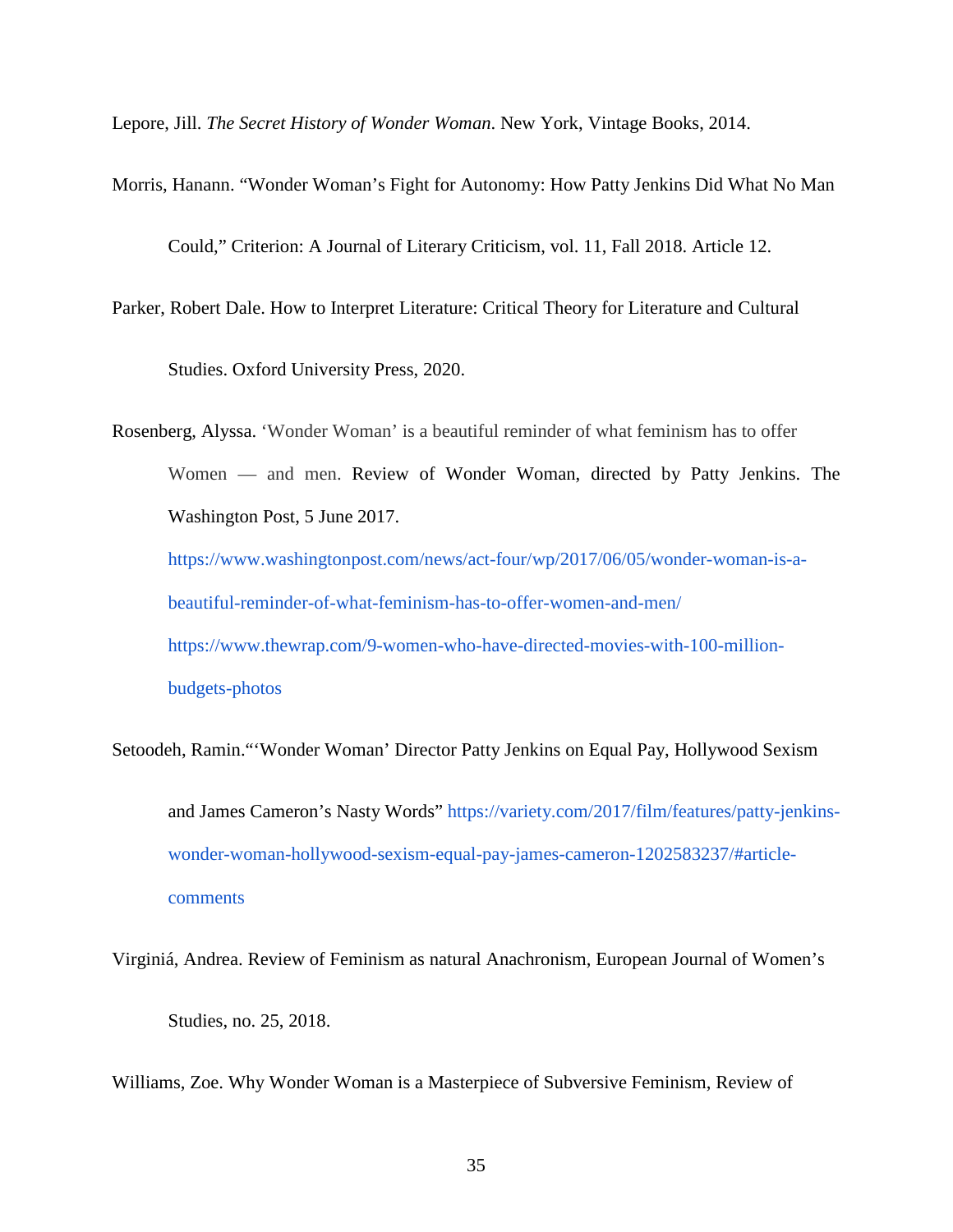Lepore, Jill. *The Secret History of Wonder Woman*. New York, Vintage Books, 2014.

Morris, Hanann. "Wonder Woman's Fight for Autonomy: How Patty Jenkins Did What No Man Could," Criterion: A Journal of Literary Criticism, vol. 11, Fall 2018. Article 12.

Parker, Robert Dale. How to Interpret Literature: Critical Theory for Literature and Cultural Studies. Oxford University Press, 2020.

Rosenberg, Alyssa. 'Wonder Woman' is a beautiful reminder of what feminism has to offer Women — and men. Review of Wonder Woman, directed by Patty Jenkins. The Washington Post, 5 June 2017. https://www.washingtonpost.com/news/act-four/wp/2017/06/05/wonder-woman-is-a-beautiful-reminder-of-what-feminism-has-to-offer-women-and-men/ https://www.thewrap.com/9-women-who-have-directed-movies-with-100-million-budgets-photos

Setoodeh, Ramin."'Wonder Woman' Director Patty Jenkins on Equal Pay, Hollywood Sexism and James Cameron's Nasty Words" https://variety.com/2017/film/features/patty-jenkins-wonder-woman-hollywood-sexism-equal-pay-james-cameron-1202583237/#article-comments

Virginiá, Andrea. Review of Feminism as natural Anachronism, European Journal of Women's Studies, no. 25, 2018.

Williams, Zoe. Why Wonder Woman is a Masterpiece of Subversive Feminism, Review of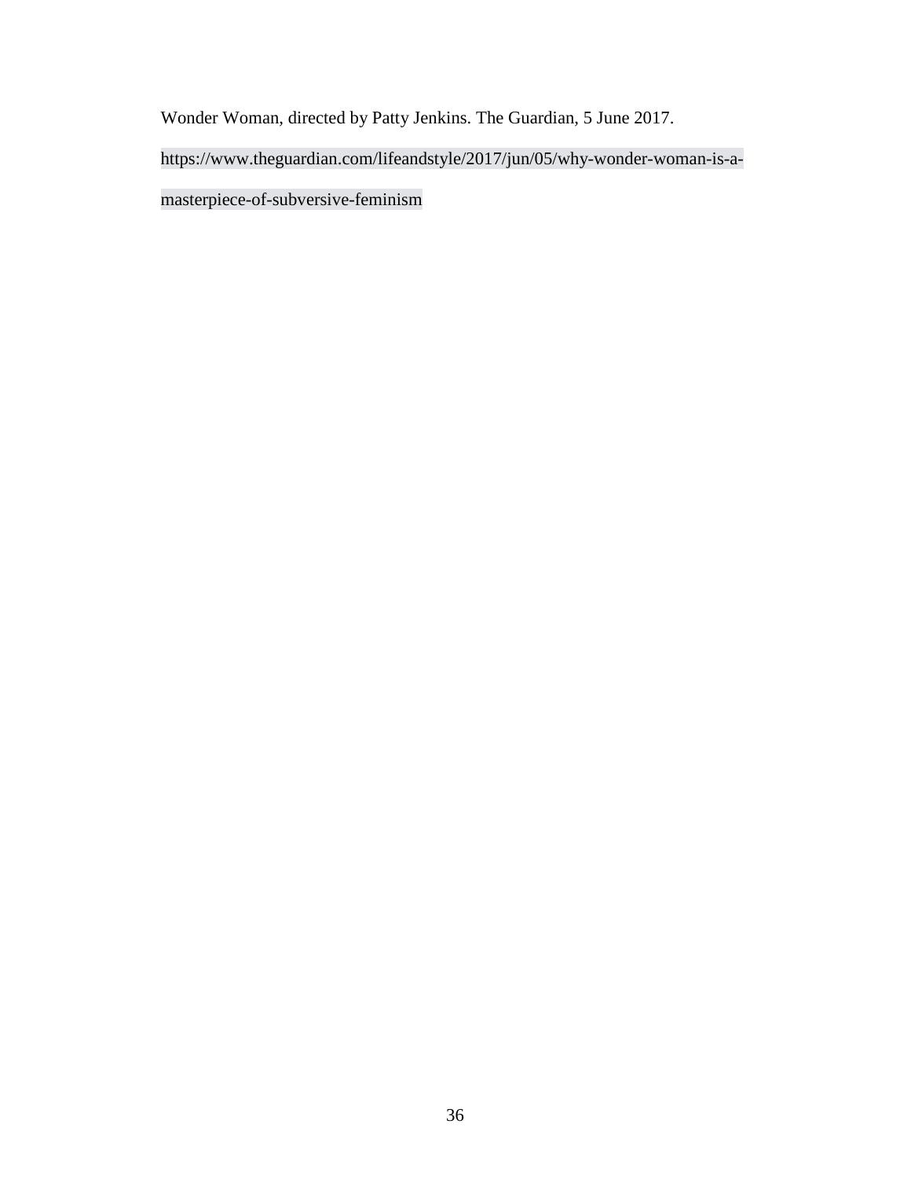Wonder Woman, directed by Patty Jenkins. The Guardian, 5 June 2017.

https://www.theguardian.com/lifeandstyle/2017/jun/05/why-wonder-woman-is-a-masterpiece-of-subversive-feminism